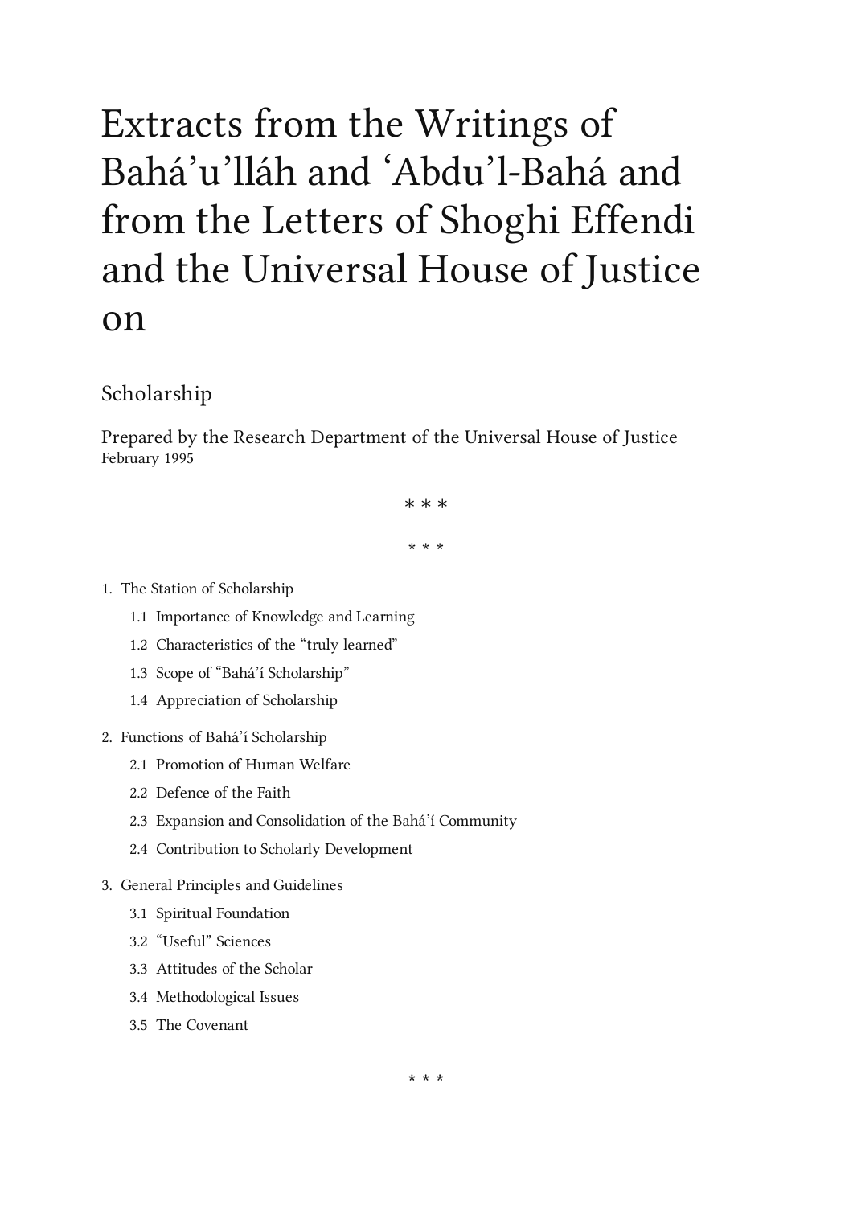# Extracts from the Writings of Bahá'u'lláh and 'Abdu'l-Bahá and from the Letters of Shoghi Effendi and the Universal House of Justice on

## Scholarship

Prepared by the Research Department of the Universal House of Justice
February 1995

\* \* \*

\* \* \*

1. The Station of Scholarship
   - 1.1 Importance of Knowledge and Learning
   - 1.2 Characteristics of the "truly learned"
   - 1.3 Scope of "Bahá'í Scholarship"
   - 1.4 Appreciation of Scholarship
2. Functions of Bahá'í Scholarship
   - 2.1 Promotion of Human Welfare
   - 2.2 Defence of the Faith
   - 2.3 Expansion and Consolidation of the Bahá'í Community
   - 2.4 Contribution to Scholarly Development
3. General Principles and Guidelines
   - 3.1 Spiritual Foundation
   - 3.2 "Useful" Sciences
   - 3.3 Attitudes of the Scholar
   - 3.4 Methodological Issues
   - 3.5 The Covenant

\* \* \*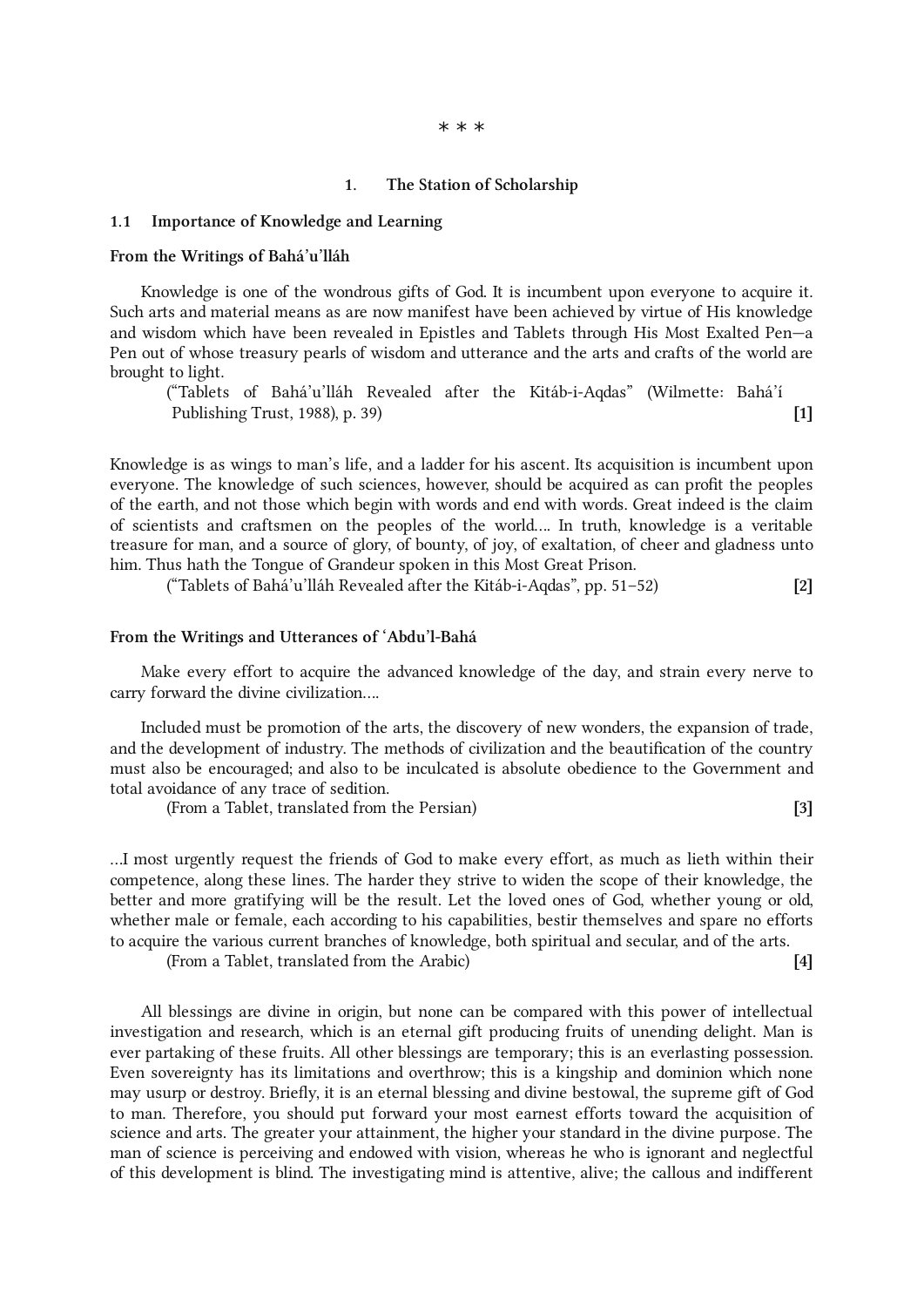\* \* \*

# 1. The Station of Scholarship

## 1.1 Importance of Knowledge and Learning

**From the Writings of Bahá'u'lláh**

Knowledge is one of the wondrous gifts of God. It is incumbent upon everyone to acquire it. Such arts and material means as are now manifest have been achieved by virtue of His knowledge and wisdom which have been revealed in Epistles and Tablets through His Most Exalted Pen—a Pen out of whose treasury pearls of wisdom and utterance and the arts and crafts of the world are brought to light.

("Tablets of Bahá'u'lláh Revealed after the Kitáb-i-Aqdas" (Wilmette: Bahá'í Publishing Trust, 1988), p. 39) **[1]**

Knowledge is as wings to man's life, and a ladder for his ascent. Its acquisition is incumbent upon everyone. The knowledge of such sciences, however, should be acquired as can profit the peoples of the earth, and not those which begin with words and end with words. Great indeed is the claim of scientists and craftsmen on the peoples of the world.... In truth, knowledge is a veritable treasure for man, and a source of glory, of bounty, of joy, of exaltation, of cheer and gladness unto him. Thus hath the Tongue of Grandeur spoken in this Most Great Prison.

("Tablets of Bahá'u'lláh Revealed after the Kitáb-i-Aqdas", pp. 51–52) **[2]**

**From the Writings and Utterances of 'Abdu'l-Bahá**

Make every effort to acquire the advanced knowledge of the day, and strain every nerve to carry forward the divine civilization....

Included must be promotion of the arts, the discovery of new wonders, the expansion of trade, and the development of industry. The methods of civilization and the beautification of the country must also be encouraged; and also to be inculcated is absolute obedience to the Government and total avoidance of any trace of sedition.

(From a Tablet, translated from the Persian) **[3]**

...I most urgently request the friends of God to make every effort, as much as lieth within their competence, along these lines. The harder they strive to widen the scope of their knowledge, the better and more gratifying will be the result. Let the loved ones of God, whether young or old, whether male or female, each according to his capabilities, bestir themselves and spare no efforts to acquire the various current branches of knowledge, both spiritual and secular, and of the arts.

(From a Tablet, translated from the Arabic) **[4]**

All blessings are divine in origin, but none can be compared with this power of intellectual investigation and research, which is an eternal gift producing fruits of unending delight. Man is ever partaking of these fruits. All other blessings are temporary; this is an everlasting possession. Even sovereignty has its limitations and overthrow; this is a kingship and dominion which none may usurp or destroy. Briefly, it is an eternal blessing and divine bestowal, the supreme gift of God to man. Therefore, you should put forward your most earnest efforts toward the acquisition of science and arts. The greater your attainment, the higher your standard in the divine purpose. The man of science is perceiving and endowed with vision, whereas he who is ignorant and neglectful of this development is blind. The investigating mind is attentive, alive; the callous and indifferent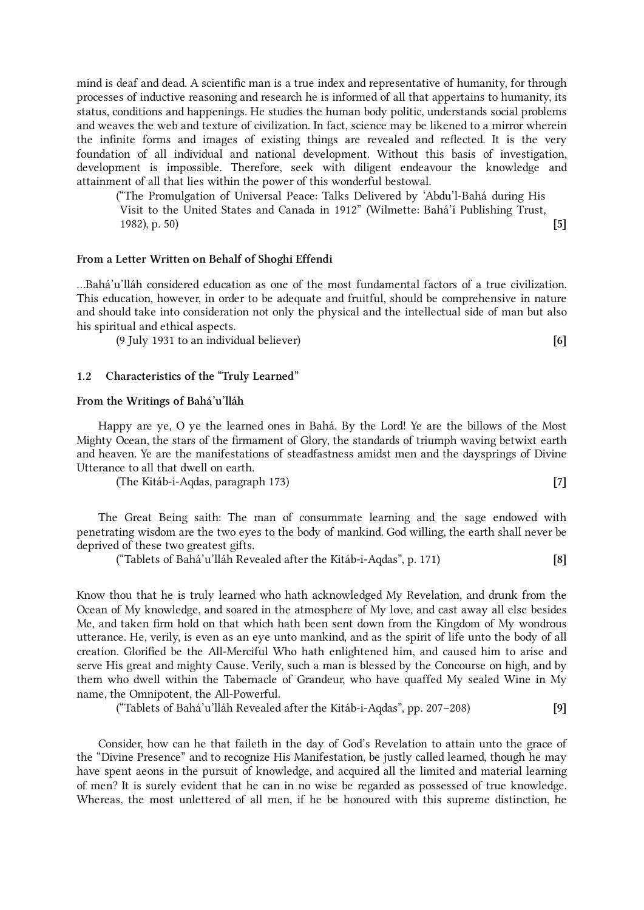mind is deaf and dead. A scientific man is a true index and representative of humanity, for through processes of inductive reasoning and research he is informed of all that appertains to humanity, its status, conditions and happenings. He studies the human body politic, understands social problems and weaves the web and texture of civilization. In fact, science may be likened to a mirror wherein the infinite forms and images of existing things are revealed and reflected. It is the very foundation of all individual and national development. Without this basis of investigation, development is impossible. Therefore, seek with diligent endeavour the knowledge and attainment of all that lies within the power of this wonderful bestowal.

(“The Promulgation of Universal Peace: Talks Delivered by ‘Abdu’l-Bahá during His Visit to the United States and Canada in 1912” (Wilmette: Bahá’í Publishing Trust, 1982), p. 50) **[5]**

**From a Letter Written on Behalf of Shoghi Effendi**

...Bahá’u’lláh considered education as one of the most fundamental factors of a true civilization. This education, however, in order to be adequate and fruitful, should be comprehensive in nature and should take into consideration not only the physical and the intellectual side of man but also his spiritual and ethical aspects.

(9 July 1931 to an individual believer) **[6]**

### 1.2 Characteristics of the “Truly Learned”

**From the Writings of Bahá’u’lláh**

Happy are ye, O ye the learned ones in Bahá. By the Lord! Ye are the billows of the Most Mighty Ocean, the stars of the firmament of Glory, the standards of triumph waving betwixt earth and heaven. Ye are the manifestations of steadfastness amidst men and the daysprings of Divine Utterance to all that dwell on earth.

(The Kitáb-i-Aqdas, paragraph 173) **[7]**

The Great Being saith: The man of consummate learning and the sage endowed with penetrating wisdom are the two eyes to the body of mankind. God willing, the earth shall never be deprived of these two greatest gifts.

(“Tablets of Bahá’u’lláh Revealed after the Kitáb-i-Aqdas”, p. 171) **[8]**

Know thou that he is truly learned who hath acknowledged My Revelation, and drunk from the Ocean of My knowledge, and soared in the atmosphere of My love, and cast away all else besides Me, and taken firm hold on that which hath been sent down from the Kingdom of My wondrous utterance. He, verily, is even as an eye unto mankind, and as the spirit of life unto the body of all creation. Glorified be the All-Merciful Who hath enlightened him, and caused him to arise and serve His great and mighty Cause. Verily, such a man is blessed by the Concourse on high, and by them who dwell within the Tabernacle of Grandeur, who have quaffed My sealed Wine in My name, the Omnipotent, the All-Powerful.

(“Tablets of Bahá’u’lláh Revealed after the Kitáb-i-Aqdas”, pp. 207–208) **[9]**

Consider, how can he that faileth in the day of God’s Revelation to attain unto the grace of the “Divine Presence” and to recognize His Manifestation, be justly called learned, though he may have spent aeons in the pursuit of knowledge, and acquired all the limited and material learning of men? It is surely evident that he can in no wise be regarded as possessed of true knowledge. Whereas, the most unlettered of all men, if he be honoured with this supreme distinction, he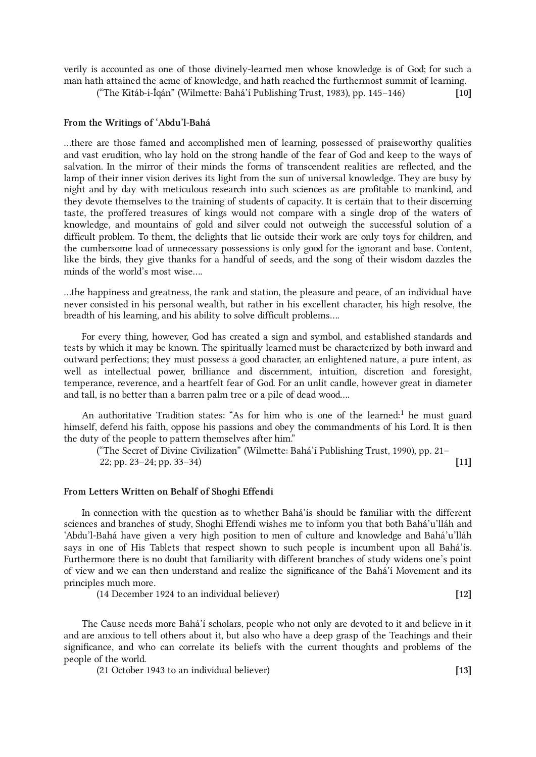verily is accounted as one of those divinely-learned men whose knowledge is of God; for such a man hath attained the acme of knowledge, and hath reached the furthermost summit of learning.

("The Kitáb-i-Íqán" (Wilmette: Bahá'í Publishing Trust, 1983), pp. 145–146) **[10]**

#### From the Writings of 'Abdu'l-Bahá

…there are those famed and accomplished men of learning, possessed of praiseworthy qualities and vast erudition, who lay hold on the strong handle of the fear of God and keep to the ways of salvation. In the mirror of their minds the forms of transcendent realities are reflected, and the lamp of their inner vision derives its light from the sun of universal knowledge. They are busy by night and by day with meticulous research into such sciences as are profitable to mankind, and they devote themselves to the training of students of capacity. It is certain that to their discerning taste, the proffered treasures of kings would not compare with a single drop of the waters of knowledge, and mountains of gold and silver could not outweigh the successful solution of a difficult problem. To them, the delights that lie outside their work are only toys for children, and the cumbersome load of unnecessary possessions is only good for the ignorant and base. Content, like the birds, they give thanks for a handful of seeds, and the song of their wisdom dazzles the minds of the world's most wise….

…the happiness and greatness, the rank and station, the pleasure and peace, of an individual have never consisted in his personal wealth, but rather in his excellent character, his high resolve, the breadth of his learning, and his ability to solve difficult problems….

For every thing, however, God has created a sign and symbol, and established standards and tests by which it may be known. The spiritually learned must be characterized by both inward and outward perfections; they must possess a good character, an enlightened nature, a pure intent, as well as intellectual power, brilliance and discernment, intuition, discretion and foresight, temperance, reverence, and a heartfelt fear of God. For an unlit candle, however great in diameter and tall, is no better than a barren palm tree or a pile of dead wood….

An authoritative Tradition states: "As for him who is one of the learned:[1] he must guard himself, defend his faith, oppose his passions and obey the commandments of his Lord. It is then the duty of the people to pattern themselves after him."

("The Secret of Divine Civilization" (Wilmette: Bahá'í Publishing Trust, 1990), pp. 21–22; pp. 23–24; pp. 33–34) **[11]**

#### From Letters Written on Behalf of Shoghi Effendi

In connection with the question as to whether Bahá'ís should be familiar with the different sciences and branches of study, Shoghi Effendi wishes me to inform you that both Bahá'u'lláh and 'Abdu'l-Bahá have given a very high position to men of culture and knowledge and Bahá'u'lláh says in one of His Tablets that respect shown to such people is incumbent upon all Bahá'ís. Furthermore there is no doubt that familiarity with different branches of study widens one's point of view and we can then understand and realize the significance of the Bahá'í Movement and its principles much more.

(14 December 1924 to an individual believer) **[12]**

The Cause needs more Bahá'í scholars, people who not only are devoted to it and believe in it and are anxious to tell others about it, but also who have a deep grasp of the Teachings and their significance, and who can correlate its beliefs with the current thoughts and problems of the people of the world.

(21 October 1943 to an individual believer) **[13]**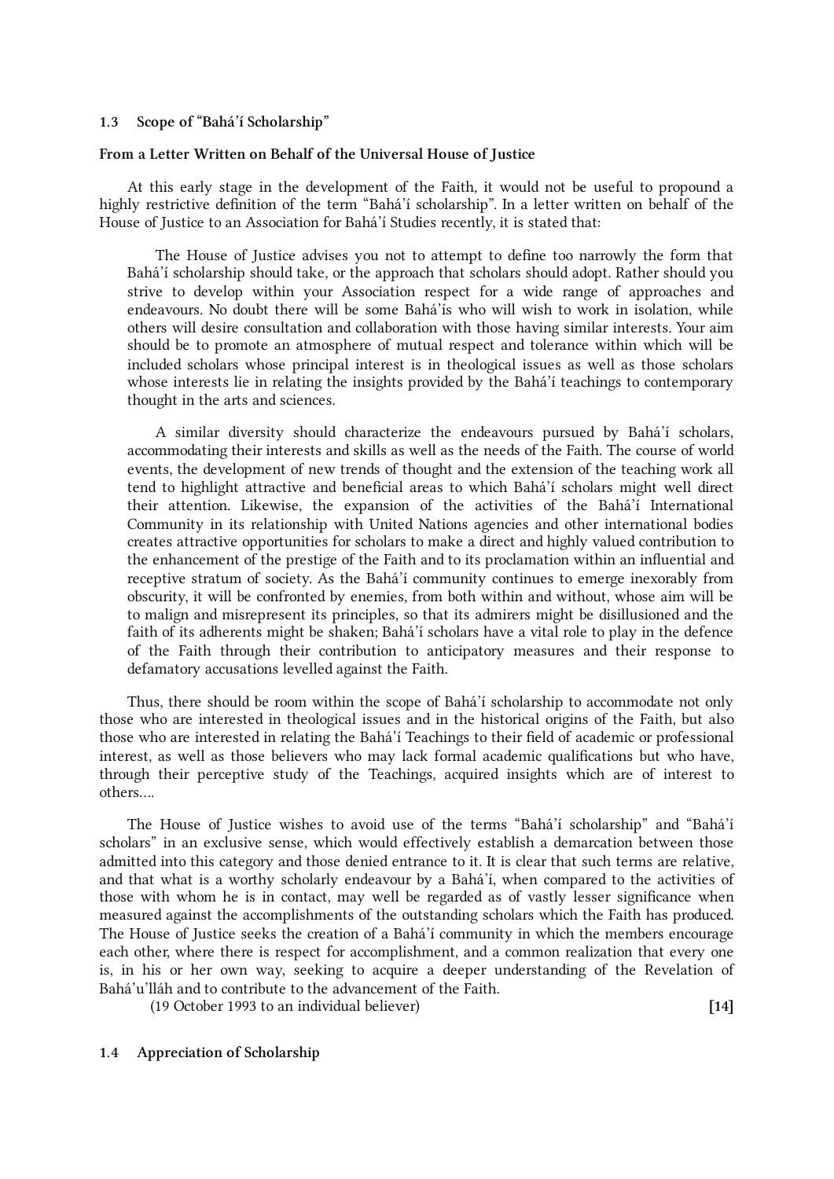### 1.3 Scope of "Bahá'í Scholarship"

**From a Letter Written on Behalf of the Universal House of Justice**

At this early stage in the development of the Faith, it would not be useful to propound a highly restrictive definition of the term "Bahá'í scholarship". In a letter written on behalf of the House of Justice to an Association for Bahá'í Studies recently, it is stated that:

> The House of Justice advises you not to attempt to define too narrowly the form that Bahá'í scholarship should take, or the approach that scholars should adopt. Rather should you strive to develop within your Association respect for a wide range of approaches and endeavours. No doubt there will be some Bahá'ís who will wish to work in isolation, while others will desire consultation and collaboration with those having similar interests. Your aim should be to promote an atmosphere of mutual respect and tolerance within which will be included scholars whose principal interest is in theological issues as well as those scholars whose interests lie in relating the insights provided by the Bahá'í teachings to contemporary thought in the arts and sciences.
>
> A similar diversity should characterize the endeavours pursued by Bahá'í scholars, accommodating their interests and skills as well as the needs of the Faith. The course of world events, the development of new trends of thought and the extension of the teaching work all tend to highlight attractive and beneficial areas to which Bahá'í scholars might well direct their attention. Likewise, the expansion of the activities of the Bahá'í International Community in its relationship with United Nations agencies and other international bodies creates attractive opportunities for scholars to make a direct and highly valued contribution to the enhancement of the prestige of the Faith and to its proclamation within an influential and receptive stratum of society. As the Bahá'í community continues to emerge inexorably from obscurity, it will be confronted by enemies, from both within and without, whose aim will be to malign and misrepresent its principles, so that its admirers might be disillusioned and the faith of its adherents might be shaken; Bahá'í scholars have a vital role to play in the defence of the Faith through their contribution to anticipatory measures and their response to defamatory accusations levelled against the Faith.

Thus, there should be room within the scope of Bahá'í scholarship to accommodate not only those who are interested in theological issues and in the historical origins of the Faith, but also those who are interested in relating the Bahá'í Teachings to their field of academic or professional interest, as well as those believers who may lack formal academic qualifications but who have, through their perceptive study of the Teachings, acquired insights which are of interest to others....

The House of Justice wishes to avoid use of the terms "Bahá'í scholarship" and "Bahá'í scholars" in an exclusive sense, which would effectively establish a demarcation between those admitted into this category and those denied entrance to it. It is clear that such terms are relative, and that what is a worthy scholarly endeavour by a Bahá'í, when compared to the activities of those with whom he is in contact, may well be regarded as of vastly lesser significance when measured against the accomplishments of the outstanding scholars which the Faith has produced. The House of Justice seeks the creation of a Bahá'í community in which the members encourage each other, where there is respect for accomplishment, and a common realization that every one is, in his or her own way, seeking to acquire a deeper understanding of the Revelation of Bahá'u'lláh and to contribute to the advancement of the Faith.

(19 October 1993 to an individual believer) **[14]**

### 1.4 Appreciation of Scholarship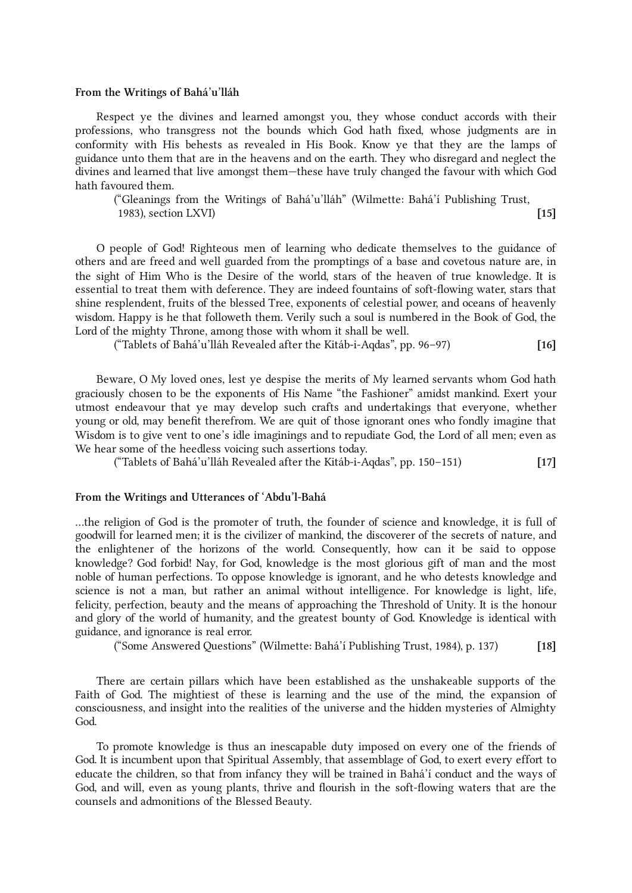### From the Writings of Bahá'u'lláh

Respect ye the divines and learned amongst you, they whose conduct accords with their professions, who transgress not the bounds which God hath fixed, whose judgments are in conformity with His behests as revealed in His Book. Know ye that they are the lamps of guidance unto them that are in the heavens and on the earth. They who disregard and neglect the divines and learned that live amongst them—these have truly changed the favour with which God hath favoured them.

("Gleanings from the Writings of Bahá'u'lláh" (Wilmette: Bahá'í Publishing Trust, 1983), section LXVI) **[15]**

O people of God! Righteous men of learning who dedicate themselves to the guidance of others and are freed and well guarded from the promptings of a base and covetous nature are, in the sight of Him Who is the Desire of the world, stars of the heaven of true knowledge. It is essential to treat them with deference. They are indeed fountains of soft-flowing water, stars that shine resplendent, fruits of the blessed Tree, exponents of celestial power, and oceans of heavenly wisdom. Happy is he that followeth them. Verily such a soul is numbered in the Book of God, the Lord of the mighty Throne, among those with whom it shall be well.

("Tablets of Bahá'u'lláh Revealed after the Kitáb-i-Aqdas", pp. 96–97) **[16]**

Beware, O My loved ones, lest ye despise the merits of My learned servants whom God hath graciously chosen to be the exponents of His Name "the Fashioner" amidst mankind. Exert your utmost endeavour that ye may develop such crafts and undertakings that everyone, whether young or old, may benefit therefrom. We are quit of those ignorant ones who fondly imagine that Wisdom is to give vent to one's idle imaginings and to repudiate God, the Lord of all men; even as We hear some of the heedless voicing such assertions today.

("Tablets of Bahá'u'lláh Revealed after the Kitáb-i-Aqdas", pp. 150–151) **[17]**

### From the Writings and Utterances of 'Abdu'l-Bahá

...the religion of God is the promoter of truth, the founder of science and knowledge, it is full of goodwill for learned men; it is the civilizer of mankind, the discoverer of the secrets of nature, and the enlightener of the horizons of the world. Consequently, how can it be said to oppose knowledge? God forbid! Nay, for God, knowledge is the most glorious gift of man and the most noble of human perfections. To oppose knowledge is ignorant, and he who detests knowledge and science is not a man, but rather an animal without intelligence. For knowledge is light, life, felicity, perfection, beauty and the means of approaching the Threshold of Unity. It is the honour and glory of the world of humanity, and the greatest bounty of God. Knowledge is identical with guidance, and ignorance is real error.

("Some Answered Questions" (Wilmette: Bahá'í Publishing Trust, 1984), p. 137) **[18]**

There are certain pillars which have been established as the unshakeable supports of the Faith of God. The mightiest of these is learning and the use of the mind, the expansion of consciousness, and insight into the realities of the universe and the hidden mysteries of Almighty God.

To promote knowledge is thus an inescapable duty imposed on every one of the friends of God. It is incumbent upon that Spiritual Assembly, that assemblage of God, to exert every effort to educate the children, so that from infancy they will be trained in Bahá'í conduct and the ways of God, and will, even as young plants, thrive and flourish in the soft-flowing waters that are the counsels and admonitions of the Blessed Beauty.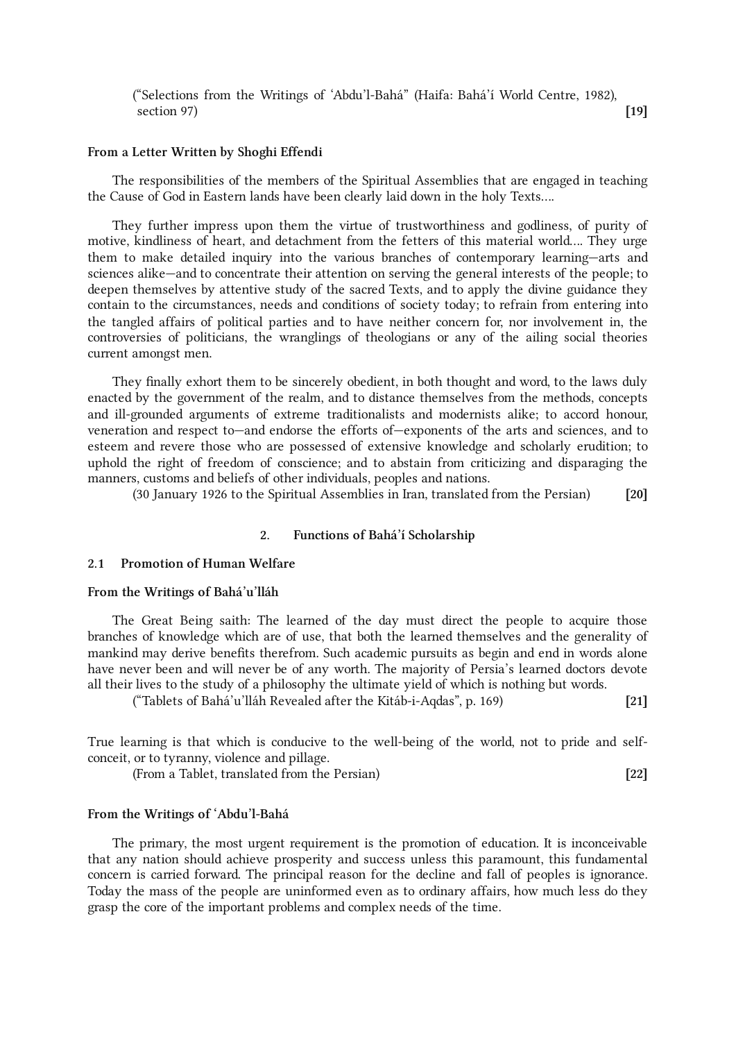("Selections from the Writings of 'Abdu'l-Bahá" (Haifa: Bahá'í World Centre, 1982), section 97) **[19]**

**From a Letter Written by Shoghi Effendi**

The responsibilities of the members of the Spiritual Assemblies that are engaged in teaching the Cause of God in Eastern lands have been clearly laid down in the holy Texts....

They further impress upon them the virtue of trustworthiness and godliness, of purity of motive, kindliness of heart, and detachment from the fetters of this material world.... They urge them to make detailed inquiry into the various branches of contemporary learning—arts and sciences alike—and to concentrate their attention on serving the general interests of the people; to deepen themselves by attentive study of the sacred Texts, and to apply the divine guidance they contain to the circumstances, needs and conditions of society today; to refrain from entering into the tangled affairs of political parties and to have neither concern for, nor involvement in, the controversies of politicians, the wranglings of theologians or any of the ailing social theories current amongst men.

They finally exhort them to be sincerely obedient, in both thought and word, to the laws duly enacted by the government of the realm, and to distance themselves from the methods, concepts and ill-grounded arguments of extreme traditionalists and modernists alike; to accord honour, veneration and respect to—and endorse the efforts of—exponents of the arts and sciences, and to esteem and revere those who are possessed of extensive knowledge and scholarly erudition; to uphold the right of freedom of conscience; and to abstain from criticizing and disparaging the manners, customs and beliefs of other individuals, peoples and nations.

(30 January 1926 to the Spiritual Assemblies in Iran, translated from the Persian) **[20]**

## 2. Functions of Bahá'í Scholarship

### 2.1 Promotion of Human Welfare

**From the Writings of Bahá'u'lláh**

The Great Being saith: The learned of the day must direct the people to acquire those branches of knowledge which are of use, that both the learned themselves and the generality of mankind may derive benefits therefrom. Such academic pursuits as begin and end in words alone have never been and will never be of any worth. The majority of Persia's learned doctors devote all their lives to the study of a philosophy the ultimate yield of which is nothing but words.

("Tablets of Bahá'u'lláh Revealed after the Kitáb-i-Aqdas", p. 169) **[21]**

True learning is that which is conducive to the well-being of the world, not to pride and self-conceit, or to tyranny, violence and pillage.

(From a Tablet, translated from the Persian) **[22]**

**From the Writings of 'Abdu'l-Bahá**

The primary, the most urgent requirement is the promotion of education. It is inconceivable that any nation should achieve prosperity and success unless this paramount, this fundamental concern is carried forward. The principal reason for the decline and fall of peoples is ignorance. Today the mass of the people are uninformed even as to ordinary affairs, how much less do they grasp the core of the important problems and complex needs of the time.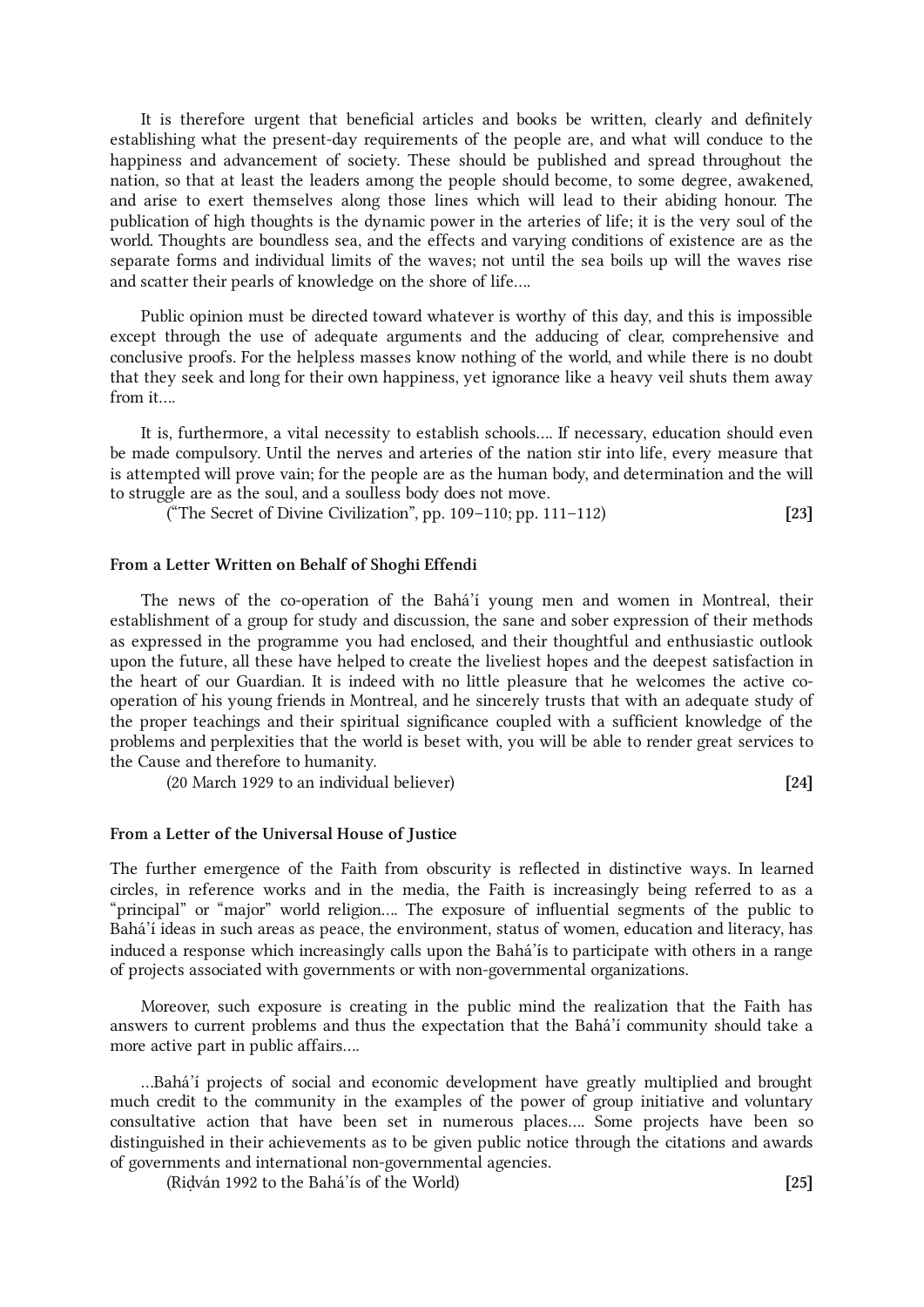It is therefore urgent that beneficial articles and books be written, clearly and definitely establishing what the present-day requirements of the people are, and what will conduce to the happiness and advancement of society. These should be published and spread throughout the nation, so that at least the leaders among the people should become, to some degree, awakened, and arise to exert themselves along those lines which will lead to their abiding honour. The publication of high thoughts is the dynamic power in the arteries of life; it is the very soul of the world. Thoughts are boundless sea, and the effects and varying conditions of existence are as the separate forms and individual limits of the waves; not until the sea boils up will the waves rise and scatter their pearls of knowledge on the shore of life….

Public opinion must be directed toward whatever is worthy of this day, and this is impossible except through the use of adequate arguments and the adducing of clear, comprehensive and conclusive proofs. For the helpless masses know nothing of the world, and while there is no doubt that they seek and long for their own happiness, yet ignorance like a heavy veil shuts them away from it….

It is, furthermore, a vital necessity to establish schools…. If necessary, education should even be made compulsory. Until the nerves and arteries of the nation stir into life, every measure that is attempted will prove vain; for the people are as the human body, and determination and the will to struggle are as the soul, and a soulless body does not move.

("The Secret of Divine Civilization", pp. 109–110; pp. 111–112) **[23]**

#### From a Letter Written on Behalf of Shoghi Effendi

The news of the co-operation of the Bahá'í young men and women in Montreal, their establishment of a group for study and discussion, the sane and sober expression of their methods as expressed in the programme you had enclosed, and their thoughtful and enthusiastic outlook upon the future, all these have helped to create the liveliest hopes and the deepest satisfaction in the heart of our Guardian. It is indeed with no little pleasure that he welcomes the active co-operation of his young friends in Montreal, and he sincerely trusts that with an adequate study of the proper teachings and their spiritual significance coupled with a sufficient knowledge of the problems and perplexities that the world is beset with, you will be able to render great services to the Cause and therefore to humanity.

(20 March 1929 to an individual believer) **[24]**

#### From a Letter of the Universal House of Justice

The further emergence of the Faith from obscurity is reflected in distinctive ways. In learned circles, in reference works and in the media, the Faith is increasingly being referred to as a "principal" or "major" world religion…. The exposure of influential segments of the public to Bahá'í ideas in such areas as peace, the environment, status of women, education and literacy, has induced a response which increasingly calls upon the Bahá'ís to participate with others in a range of projects associated with governments or with non-governmental organizations.

Moreover, such exposure is creating in the public mind the realization that the Faith has answers to current problems and thus the expectation that the Bahá'í community should take a more active part in public affairs….

…Bahá'í projects of social and economic development have greatly multiplied and brought much credit to the community in the examples of the power of group initiative and voluntary consultative action that have been set in numerous places…. Some projects have been so distinguished in their achievements as to be given public notice through the citations and awards of governments and international non-governmental agencies.

(Riḍván 1992 to the Bahá'ís of the World) **[25]**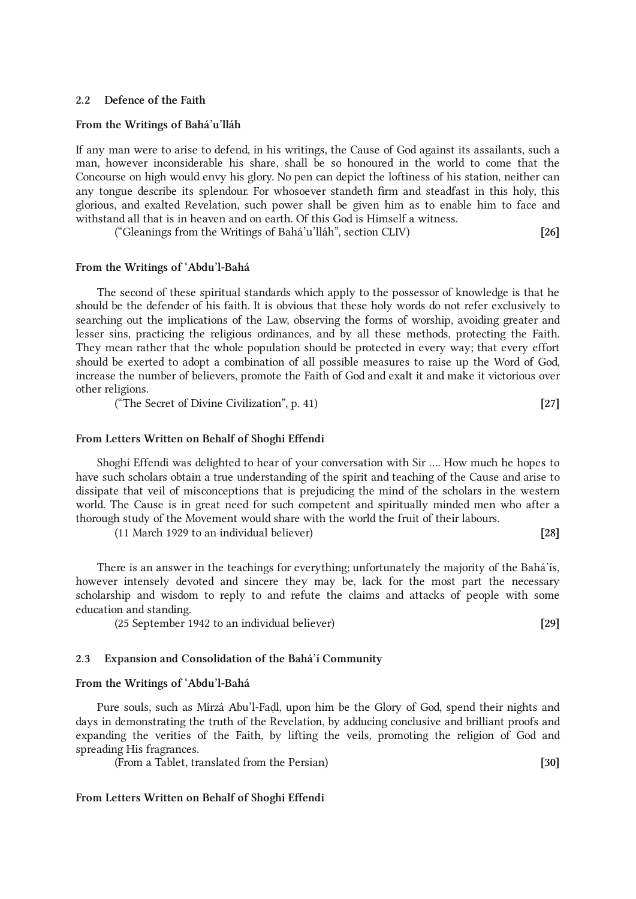### 2.2 Defence of the Faith

#### From the Writings of Bahá'u'lláh

If any man were to arise to defend, in his writings, the Cause of God against its assailants, such a man, however inconsiderable his share, shall be so honoured in the world to come that the Concourse on high would envy his glory. No pen can depict the loftiness of his station, neither can any tongue describe its splendour. For whosoever standeth firm and steadfast in this holy, this glorious, and exalted Revelation, such power shall be given him as to enable him to face and withstand all that is in heaven and on earth. Of this God is Himself a witness.

("Gleanings from the Writings of Bahá'u'lláh", section CLIV) **[26]**

#### From the Writings of 'Abdu'l-Bahá

The second of these spiritual standards which apply to the possessor of knowledge is that he should be the defender of his faith. It is obvious that these holy words do not refer exclusively to searching out the implications of the Law, observing the forms of worship, avoiding greater and lesser sins, practicing the religious ordinances, and by all these methods, protecting the Faith. They mean rather that the whole population should be protected in every way; that every effort should be exerted to adopt a combination of all possible measures to raise up the Word of God, increase the number of believers, promote the Faith of God and exalt it and make it victorious over other religions.

("The Secret of Divine Civilization", p. 41) **[27]**

#### From Letters Written on Behalf of Shoghi Effendi

Shoghi Effendi was delighted to hear of your conversation with Sir .... How much he hopes to have such scholars obtain a true understanding of the spirit and teaching of the Cause and arise to dissipate that veil of misconceptions that is prejudicing the mind of the scholars in the western world. The Cause is in great need for such competent and spiritually minded men who after a thorough study of the Movement would share with the world the fruit of their labours.

(11 March 1929 to an individual believer) **[28]**

There is an answer in the teachings for everything; unfortunately the majority of the Bahá'ís, however intensely devoted and sincere they may be, lack for the most part the necessary scholarship and wisdom to reply to and refute the claims and attacks of people with some education and standing.

(25 September 1942 to an individual believer) **[29]**

### 2.3 Expansion and Consolidation of the Bahá'í Community

#### From the Writings of 'Abdu'l-Bahá

Pure souls, such as Mírzá Abu'l-Faḍl, upon him be the Glory of God, spend their nights and days in demonstrating the truth of the Revelation, by adducing conclusive and brilliant proofs and expanding the verities of the Faith, by lifting the veils, promoting the religion of God and spreading His fragrances.

(From a Tablet, translated from the Persian) **[30]**

#### From Letters Written on Behalf of Shoghi Effendi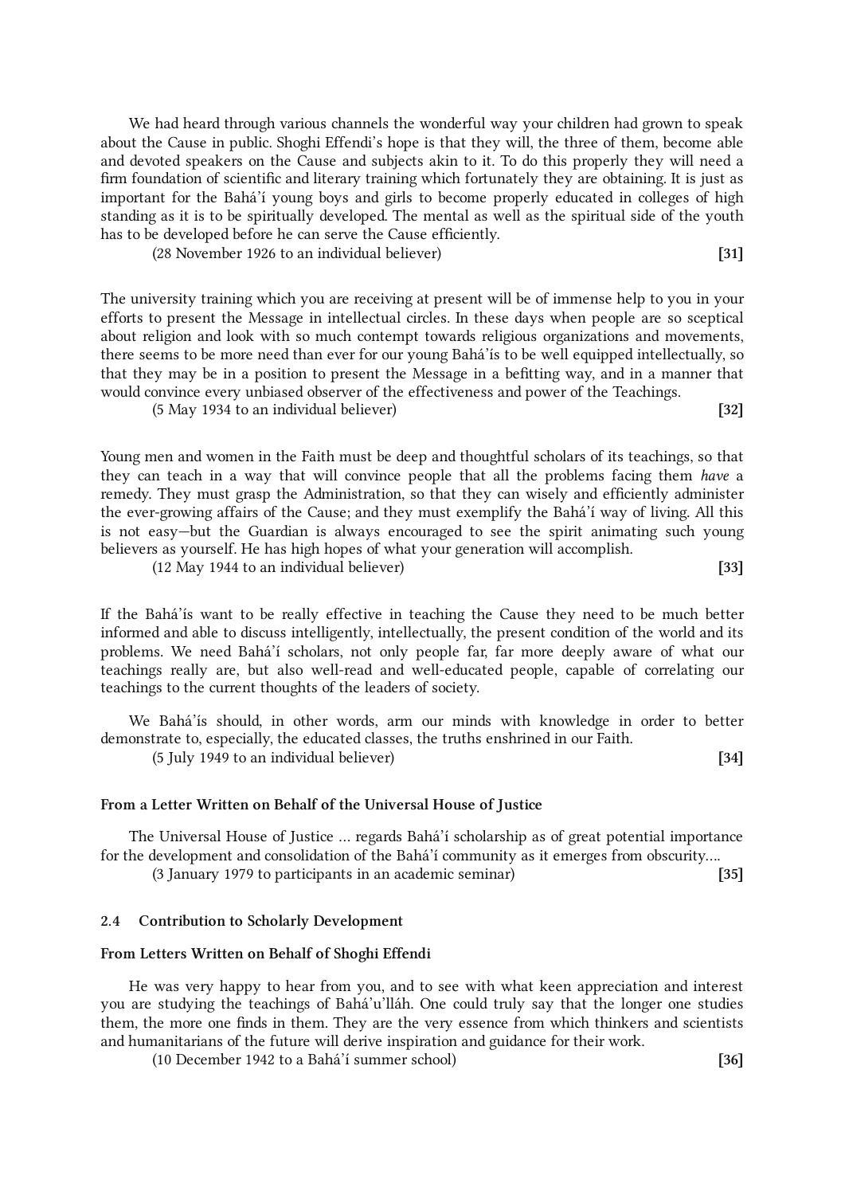We had heard through various channels the wonderful way your children had grown to speak about the Cause in public. Shoghi Effendi's hope is that they will, the three of them, become able and devoted speakers on the Cause and subjects akin to it. To do this properly they will need a firm foundation of scientific and literary training which fortunately they are obtaining. It is just as important for the Bahá'í young boys and girls to become properly educated in colleges of high standing as it is to be spiritually developed. The mental as well as the spiritual side of the youth has to be developed before he can serve the Cause efficiently.

(28 November 1926 to an individual believer) **[31]**

The university training which you are receiving at present will be of immense help to you in your efforts to present the Message in intellectual circles. In these days when people are so sceptical about religion and look with so much contempt towards religious organizations and movements, there seems to be more need than ever for our young Bahá'ís to be well equipped intellectually, so that they may be in a position to present the Message in a befitting way, and in a manner that would convince every unbiased observer of the effectiveness and power of the Teachings.

(5 May 1934 to an individual believer) **[32]**

Young men and women in the Faith must be deep and thoughtful scholars of its teachings, so that they can teach in a way that will convince people that all the problems facing them *have* a remedy. They must grasp the Administration, so that they can wisely and efficiently administer the ever-growing affairs of the Cause; and they must exemplify the Bahá'í way of living. All this is not easy—but the Guardian is always encouraged to see the spirit animating such young believers as yourself. He has high hopes of what your generation will accomplish.

(12 May 1944 to an individual believer) **[33]**

If the Bahá'ís want to be really effective in teaching the Cause they need to be much better informed and able to discuss intelligently, intellectually, the present condition of the world and its problems. We need Bahá'í scholars, not only people far, far more deeply aware of what our teachings really are, but also well-read and well-educated people, capable of correlating our teachings to the current thoughts of the leaders of society.

We Bahá'ís should, in other words, arm our minds with knowledge in order to better demonstrate to, especially, the educated classes, the truths enshrined in our Faith.

(5 July 1949 to an individual believer) **[34]**

**From a Letter Written on Behalf of the Universal House of Justice**

The Universal House of Justice ... regards Bahá'í scholarship as of great potential importance for the development and consolidation of the Bahá'í community as it emerges from obscurity....

(3 January 1979 to participants in an academic seminar) **[35]**

### 2.4 Contribution to Scholarly Development

**From Letters Written on Behalf of Shoghi Effendi**

He was very happy to hear from you, and to see with what keen appreciation and interest you are studying the teachings of Bahá'u'lláh. One could truly say that the longer one studies them, the more one finds in them. They are the very essence from which thinkers and scientists and humanitarians of the future will derive inspiration and guidance for their work.

(10 December 1942 to a Bahá'í summer school) **[36]**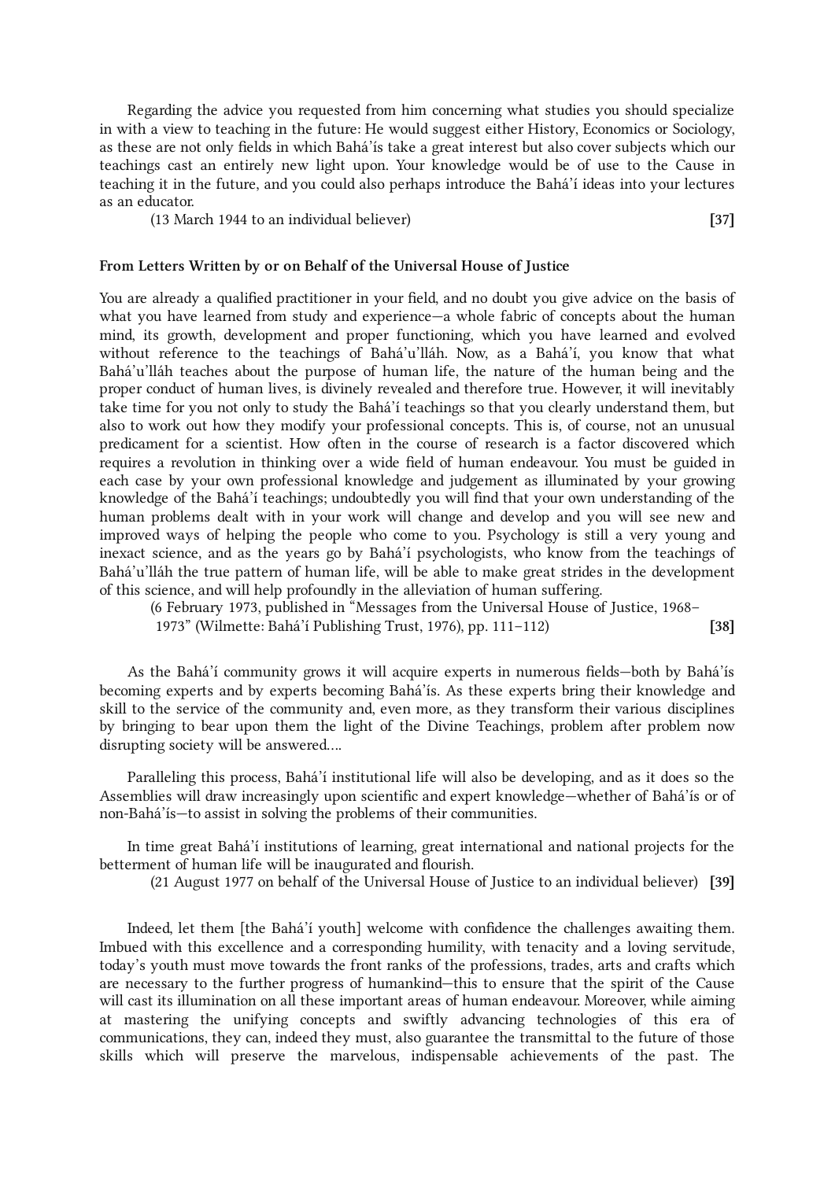Regarding the advice you requested from him concerning what studies you should specialize in with a view to teaching in the future: He would suggest either History, Economics or Sociology, as these are not only fields in which Bahá'ís take a great interest but also cover subjects which our teachings cast an entirely new light upon. Your knowledge would be of use to the Cause in teaching it in the future, and you could also perhaps introduce the Bahá'í ideas into your lectures as an educator.

(13 March 1944 to an individual believer) **[37]**

**From Letters Written by or on Behalf of the Universal House of Justice**

You are already a qualified practitioner in your field, and no doubt you give advice on the basis of what you have learned from study and experience—a whole fabric of concepts about the human mind, its growth, development and proper functioning, which you have learned and evolved without reference to the teachings of Bahá'u'lláh. Now, as a Bahá'í, you know that what Bahá'u'lláh teaches about the purpose of human life, the nature of the human being and the proper conduct of human lives, is divinely revealed and therefore true. However, it will inevitably take time for you not only to study the Bahá'í teachings so that you clearly understand them, but also to work out how they modify your professional concepts. This is, of course, not an unusual predicament for a scientist. How often in the course of research is a factor discovered which requires a revolution in thinking over a wide field of human endeavour. You must be guided in each case by your own professional knowledge and judgement as illuminated by your growing knowledge of the Bahá'í teachings; undoubtedly you will find that your own understanding of the human problems dealt with in your work will change and develop and you will see new and improved ways of helping the people who come to you. Psychology is still a very young and inexact science, and as the years go by Bahá'í psychologists, who know from the teachings of Bahá'u'lláh the true pattern of human life, will be able to make great strides in the development of this science, and will help profoundly in the alleviation of human suffering.

(6 February 1973, published in "Messages from the Universal House of Justice, 1968–1973" (Wilmette: Bahá'í Publishing Trust, 1976), pp. 111–112) **[38]**

As the Bahá'í community grows it will acquire experts in numerous fields—both by Bahá'ís becoming experts and by experts becoming Bahá'ís. As these experts bring their knowledge and skill to the service of the community and, even more, as they transform their various disciplines by bringing to bear upon them the light of the Divine Teachings, problem after problem now disrupting society will be answered....

Paralleling this process, Bahá'í institutional life will also be developing, and as it does so the Assemblies will draw increasingly upon scientific and expert knowledge—whether of Bahá'ís or of non-Bahá'ís—to assist in solving the problems of their communities.

In time great Bahá'í institutions of learning, great international and national projects for the betterment of human life will be inaugurated and flourish.

(21 August 1977 on behalf of the Universal House of Justice to an individual believer) **[39]**

Indeed, let them [the Bahá'í youth] welcome with confidence the challenges awaiting them. Imbued with this excellence and a corresponding humility, with tenacity and a loving servitude, today's youth must move towards the front ranks of the professions, trades, arts and crafts which are necessary to the further progress of humankind—this to ensure that the spirit of the Cause will cast its illumination on all these important areas of human endeavour. Moreover, while aiming at mastering the unifying concepts and swiftly advancing technologies of this era of communications, they can, indeed they must, also guarantee the transmittal to the future of those skills which will preserve the marvelous, indispensable achievements of the past. The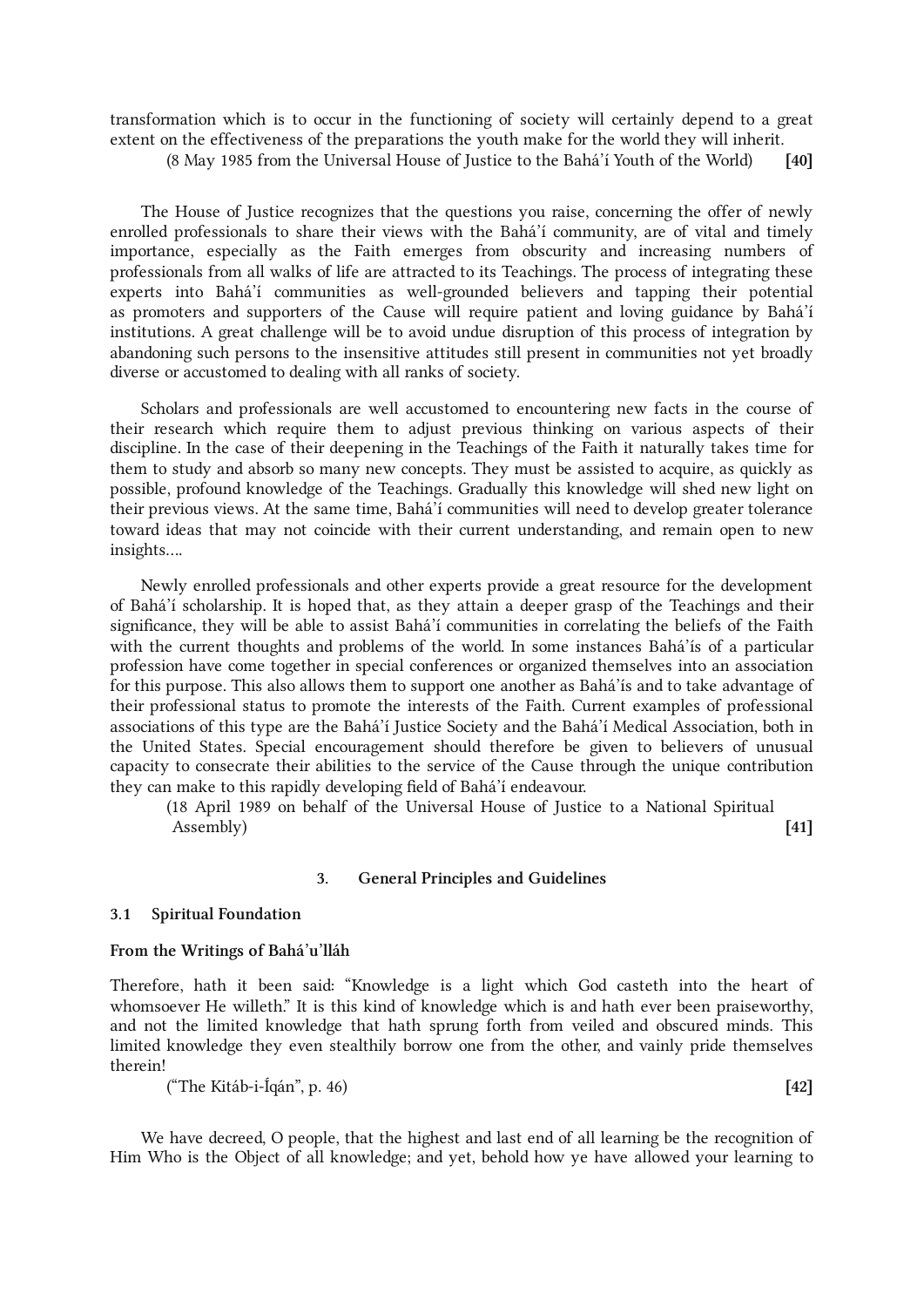transformation which is to occur in the functioning of society will certainly depend to a great extent on the effectiveness of the preparations the youth make for the world they will inherit.

(8 May 1985 from the Universal House of Justice to the Bahá'í Youth of the World) **[40]**

The House of Justice recognizes that the questions you raise, concerning the offer of newly enrolled professionals to share their views with the Bahá'í community, are of vital and timely importance, especially as the Faith emerges from obscurity and increasing numbers of professionals from all walks of life are attracted to its Teachings. The process of integrating these experts into Bahá'í communities as well-grounded believers and tapping their potential as promoters and supporters of the Cause will require patient and loving guidance by Bahá'í institutions. A great challenge will be to avoid undue disruption of this process of integration by abandoning such persons to the insensitive attitudes still present in communities not yet broadly diverse or accustomed to dealing with all ranks of society.

Scholars and professionals are well accustomed to encountering new facts in the course of their research which require them to adjust previous thinking on various aspects of their discipline. In the case of their deepening in the Teachings of the Faith it naturally takes time for them to study and absorb so many new concepts. They must be assisted to acquire, as quickly as possible, profound knowledge of the Teachings. Gradually this knowledge will shed new light on their previous views. At the same time, Bahá'í communities will need to develop greater tolerance toward ideas that may not coincide with their current understanding, and remain open to new insights....

Newly enrolled professionals and other experts provide a great resource for the development of Bahá'í scholarship. It is hoped that, as they attain a deeper grasp of the Teachings and their significance, they will be able to assist Bahá'í communities in correlating the beliefs of the Faith with the current thoughts and problems of the world. In some instances Bahá'ís of a particular profession have come together in special conferences or organized themselves into an association for this purpose. This also allows them to support one another as Bahá'ís and to take advantage of their professional status to promote the interests of the Faith. Current examples of professional associations of this type are the Bahá'í Justice Society and the Bahá'í Medical Association, both in the United States. Special encouragement should therefore be given to believers of unusual capacity to consecrate their abilities to the service of the Cause through the unique contribution they can make to this rapidly developing field of Bahá'í endeavour.

(18 April 1989 on behalf of the Universal House of Justice to a National Spiritual Assembly) **[41]**

## 3. General Principles and Guidelines

### 3.1 Spiritual Foundation

**From the Writings of Bahá'u'lláh**

Therefore, hath it been said: "Knowledge is a light which God casteth into the heart of whomsoever He willeth." It is this kind of knowledge which is and hath ever been praiseworthy, and not the limited knowledge that hath sprung forth from veiled and obscured minds. This limited knowledge they even stealthily borrow one from the other, and vainly pride themselves therein!

("The Kitáb-i-Íqán", p. 46) **[42]**

We have decreed, O people, that the highest and last end of all learning be the recognition of Him Who is the Object of all knowledge; and yet, behold how ye have allowed your learning to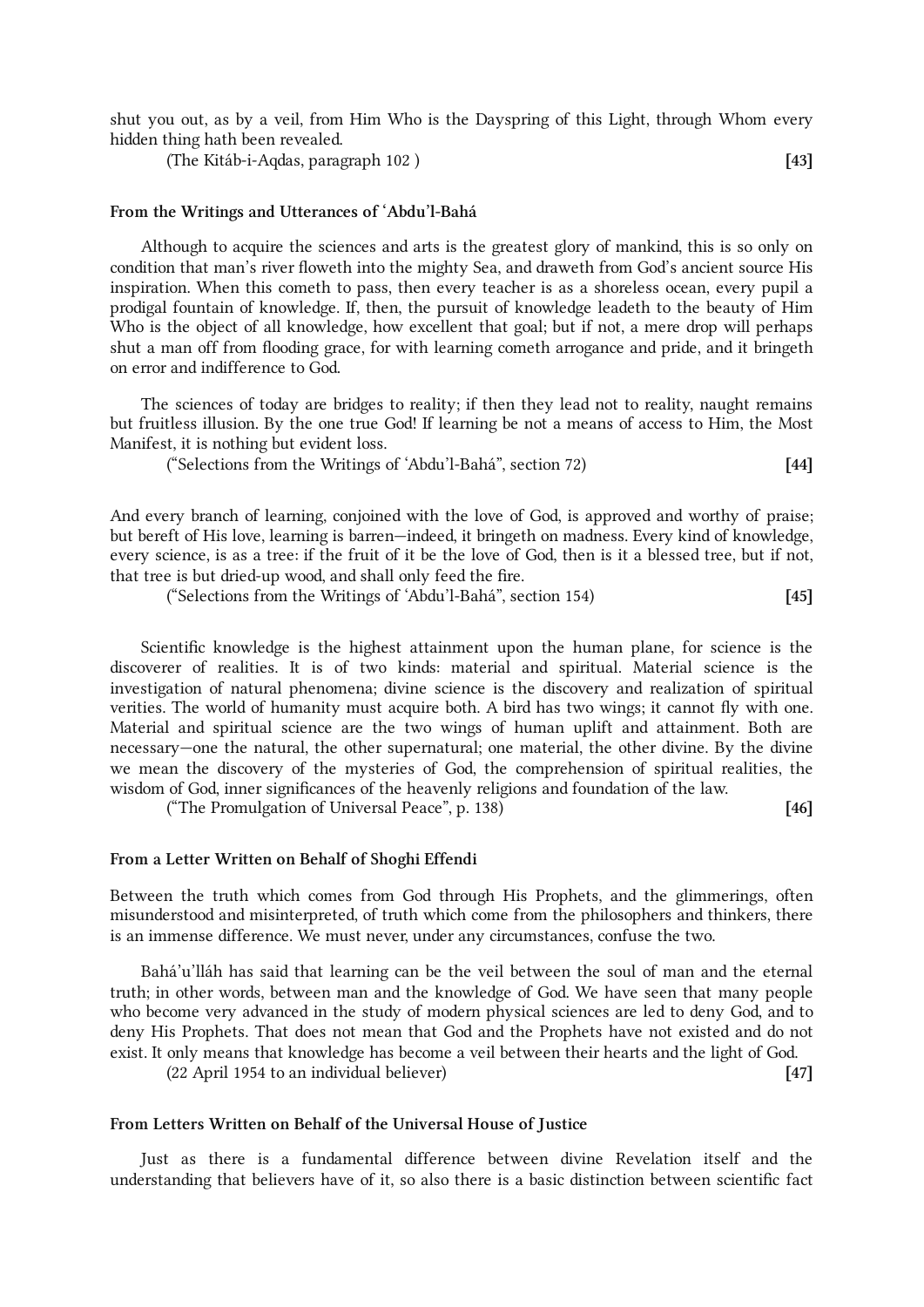shut you out, as by a veil, from Him Who is the Dayspring of this Light, through Whom every hidden thing hath been revealed.

(The Kitáb-i-Aqdas, paragraph 102 ) **[43]**

#### From the Writings and Utterances of ʻAbdu'l-Bahá

Although to acquire the sciences and arts is the greatest glory of mankind, this is so only on condition that man's river floweth into the mighty Sea, and draweth from God's ancient source His inspiration. When this cometh to pass, then every teacher is as a shoreless ocean, every pupil a prodigal fountain of knowledge. If, then, the pursuit of knowledge leadeth to the beauty of Him Who is the object of all knowledge, how excellent that goal; but if not, a mere drop will perhaps shut a man off from flooding grace, for with learning cometh arrogance and pride, and it bringeth on error and indifference to God.

The sciences of today are bridges to reality; if then they lead not to reality, naught remains but fruitless illusion. By the one true God! If learning be not a means of access to Him, the Most Manifest, it is nothing but evident loss.

("Selections from the Writings of ʻAbdu'l-Bahá", section 72) **[44]**

And every branch of learning, conjoined with the love of God, is approved and worthy of praise; but bereft of His love, learning is barren—indeed, it bringeth on madness. Every kind of knowledge, every science, is as a tree: if the fruit of it be the love of God, then is it a blessed tree, but if not, that tree is but dried-up wood, and shall only feed the fire.

("Selections from the Writings of ʻAbdu'l-Bahá", section 154) **[45]**

Scientific knowledge is the highest attainment upon the human plane, for science is the discoverer of realities. It is of two kinds: material and spiritual. Material science is the investigation of natural phenomena; divine science is the discovery and realization of spiritual verities. The world of humanity must acquire both. A bird has two wings; it cannot fly with one. Material and spiritual science are the two wings of human uplift and attainment. Both are necessary—one the natural, the other supernatural; one material, the other divine. By the divine we mean the discovery of the mysteries of God, the comprehension of spiritual realities, the wisdom of God, inner significances of the heavenly religions and foundation of the law.

("The Promulgation of Universal Peace", p. 138) **[46]**

#### From a Letter Written on Behalf of Shoghi Effendi

Between the truth which comes from God through His Prophets, and the glimmerings, often misunderstood and misinterpreted, of truth which come from the philosophers and thinkers, there is an immense difference. We must never, under any circumstances, confuse the two.

Bahá'u'lláh has said that learning can be the veil between the soul of man and the eternal truth; in other words, between man and the knowledge of God. We have seen that many people who become very advanced in the study of modern physical sciences are led to deny God, and to deny His Prophets. That does not mean that God and the Prophets have not existed and do not exist. It only means that knowledge has become a veil between their hearts and the light of God.

(22 April 1954 to an individual believer) **[47]**

#### From Letters Written on Behalf of the Universal House of Justice

Just as there is a fundamental difference between divine Revelation itself and the understanding that believers have of it, so also there is a basic distinction between scientific fact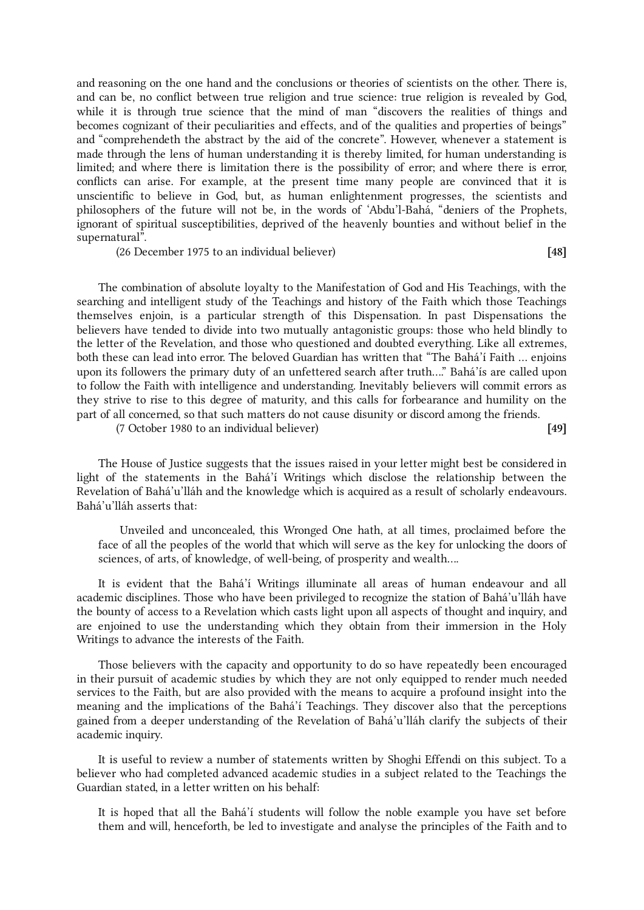and reasoning on the one hand and the conclusions or theories of scientists on the other. There is, and can be, no conflict between true religion and true science: true religion is revealed by God, while it is through true science that the mind of man "discovers the realities of things and becomes cognizant of their peculiarities and effects, and of the qualities and properties of beings" and "comprehendeth the abstract by the aid of the concrete". However, whenever a statement is made through the lens of human understanding it is thereby limited, for human understanding is limited; and where there is limitation there is the possibility of error; and where there is error, conflicts can arise. For example, at the present time many people are convinced that it is unscientific to believe in God, but, as human enlightenment progresses, the scientists and philosophers of the future will not be, in the words of 'Abdu'l-Bahá, "deniers of the Prophets, ignorant of spiritual susceptibilities, deprived of the heavenly bounties and without belief in the supernatural".

(26 December 1975 to an individual believer) **[48]**

The combination of absolute loyalty to the Manifestation of God and His Teachings, with the searching and intelligent study of the Teachings and history of the Faith which those Teachings themselves enjoin, is a particular strength of this Dispensation. In past Dispensations the believers have tended to divide into two mutually antagonistic groups: those who held blindly to the letter of the Revelation, and those who questioned and doubted everything. Like all extremes, both these can lead into error. The beloved Guardian has written that "The Bahá'í Faith ... enjoins upon its followers the primary duty of an unfettered search after truth...." Bahá'ís are called upon to follow the Faith with intelligence and understanding. Inevitably believers will commit errors as they strive to rise to this degree of maturity, and this calls for forbearance and humility on the part of all concerned, so that such matters do not cause disunity or discord among the friends.

(7 October 1980 to an individual believer) **[49]**

The House of Justice suggests that the issues raised in your letter might best be considered in light of the statements in the Bahá'í Writings which disclose the relationship between the Revelation of Bahá'u'lláh and the knowledge which is acquired as a result of scholarly endeavours. Bahá'u'lláh asserts that:

> Unveiled and unconcealed, this Wronged One hath, at all times, proclaimed before the face of all the peoples of the world that which will serve as the key for unlocking the doors of sciences, of arts, of knowledge, of well-being, of prosperity and wealth....

It is evident that the Bahá'í Writings illuminate all areas of human endeavour and all academic disciplines. Those who have been privileged to recognize the station of Bahá'u'lláh have the bounty of access to a Revelation which casts light upon all aspects of thought and inquiry, and are enjoined to use the understanding which they obtain from their immersion in the Holy Writings to advance the interests of the Faith.

Those believers with the capacity and opportunity to do so have repeatedly been encouraged in their pursuit of academic studies by which they are not only equipped to render much needed services to the Faith, but are also provided with the means to acquire a profound insight into the meaning and the implications of the Bahá'í Teachings. They discover also that the perceptions gained from a deeper understanding of the Revelation of Bahá'u'lláh clarify the subjects of their academic inquiry.

It is useful to review a number of statements written by Shoghi Effendi on this subject. To a believer who had completed advanced academic studies in a subject related to the Teachings the Guardian stated, in a letter written on his behalf:

> It is hoped that all the Bahá'í students will follow the noble example you have set before them and will, henceforth, be led to investigate and analyse the principles of the Faith and to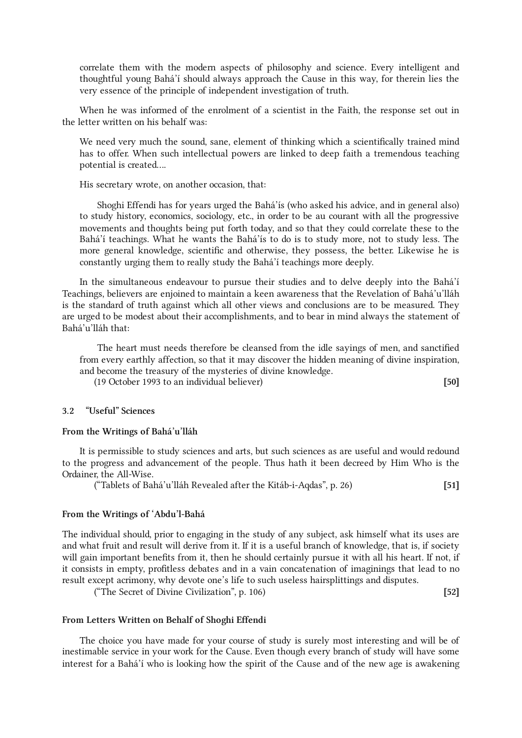correlate them with the modern aspects of philosophy and science. Every intelligent and thoughtful young Bahá'í should always approach the Cause in this way, for therein lies the very essence of the principle of independent investigation of truth.

When he was informed of the enrolment of a scientist in the Faith, the response set out in the letter written on his behalf was:

> We need very much the sound, sane, element of thinking which a scientifically trained mind has to offer. When such intellectual powers are linked to deep faith a tremendous teaching potential is created....
>
> His secretary wrote, on another occasion, that:
>
> Shoghi Effendi has for years urged the Bahá'ís (who asked his advice, and in general also) to study history, economics, sociology, etc., in order to be au courant with all the progressive movements and thoughts being put forth today, and so that they could correlate these to the Bahá'í teachings. What he wants the Bahá'ís to do is to study more, not to study less. The more general knowledge, scientific and otherwise, they possess, the better. Likewise he is constantly urging them to really study the Bahá'í teachings more deeply.

In the simultaneous endeavour to pursue their studies and to delve deeply into the Bahá'í Teachings, believers are enjoined to maintain a keen awareness that the Revelation of Bahá'u'lláh is the standard of truth against which all other views and conclusions are to be measured. They are urged to be modest about their accomplishments, and to bear in mind always the statement of Bahá'u'lláh that:

> The heart must needs therefore be cleansed from the idle sayings of men, and sanctified from every earthly affection, so that it may discover the hidden meaning of divine inspiration, and become the treasury of the mysteries of divine knowledge.
>
> (19 October 1993 to an individual believer) **[50]**

### 3.2 "Useful" Sciences

#### From the Writings of Bahá'u'lláh

It is permissible to study sciences and arts, but such sciences as are useful and would redound to the progress and advancement of the people. Thus hath it been decreed by Him Who is the Ordainer, the All-Wise.

("Tablets of Bahá'u'lláh Revealed after the Kitáb-i-Aqdas", p. 26) **[51]**

#### From the Writings of 'Abdu'l-Bahá

The individual should, prior to engaging in the study of any subject, ask himself what its uses are and what fruit and result will derive from it. If it is a useful branch of knowledge, that is, if society will gain important benefits from it, then he should certainly pursue it with all his heart. If not, if it consists in empty, profitless debates and in a vain concatenation of imaginings that lead to no result except acrimony, why devote one's life to such useless hairsplittings and disputes.

("The Secret of Divine Civilization", p. 106) **[52]**

#### From Letters Written on Behalf of Shoghi Effendi

The choice you have made for your course of study is surely most interesting and will be of inestimable service in your work for the Cause. Even though every branch of study will have some interest for a Bahá'í who is looking how the spirit of the Cause and of the new age is awakening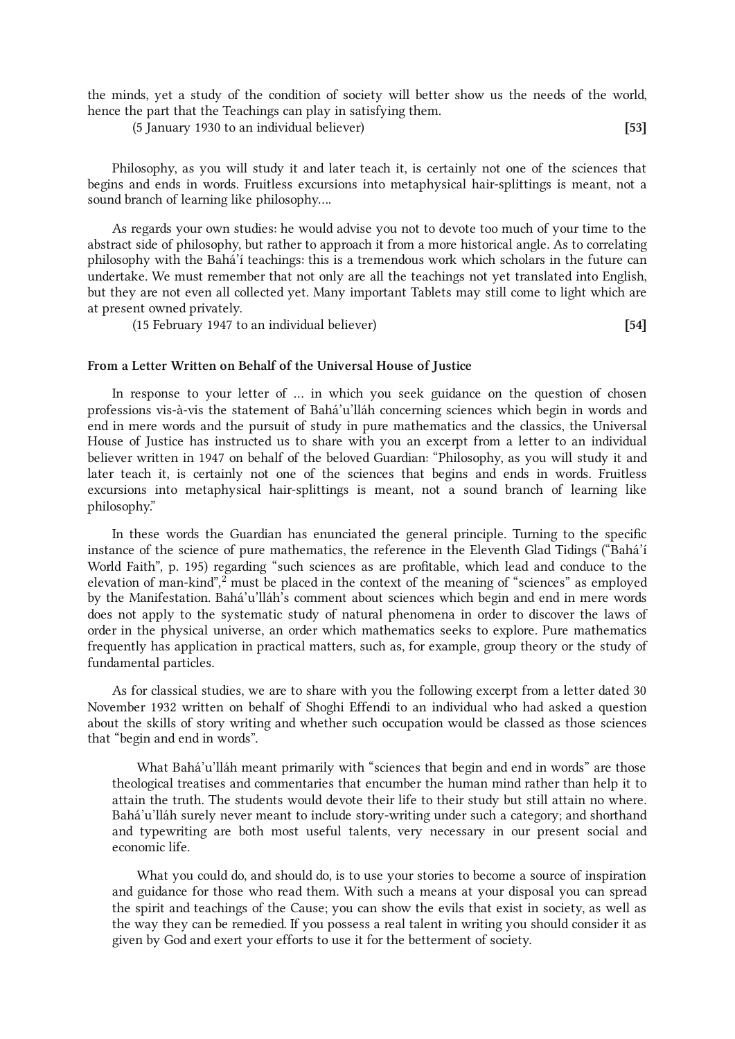the minds, yet a study of the condition of society will better show us the needs of the world, hence the part that the Teachings can play in satisfying them.

(5 January 1930 to an individual believer) **[53]**

Philosophy, as you will study it and later teach it, is certainly not one of the sciences that begins and ends in words. Fruitless excursions into metaphysical hair-splittings is meant, not a sound branch of learning like philosophy….

As regards your own studies: he would advise you not to devote too much of your time to the abstract side of philosophy, but rather to approach it from a more historical angle. As to correlating philosophy with the Bahá'í teachings: this is a tremendous work which scholars in the future can undertake. We must remember that not only are all the teachings not yet translated into English, but they are not even all collected yet. Many important Tablets may still come to light which are at present owned privately.

(15 February 1947 to an individual believer) **[54]**

#### From a Letter Written on Behalf of the Universal House of Justice

In response to your letter of … in which you seek guidance on the question of chosen professions vis-à-vis the statement of Bahá'u'lláh concerning sciences which begin in words and end in mere words and the pursuit of study in pure mathematics and the classics, the Universal House of Justice has instructed us to share with you an excerpt from a letter to an individual believer written in 1947 on behalf of the beloved Guardian: "Philosophy, as you will study it and later teach it, is certainly not one of the sciences that begins and ends in words. Fruitless excursions into metaphysical hair-splittings is meant, not a sound branch of learning like philosophy."

In these words the Guardian has enunciated the general principle. Turning to the specific instance of the science of pure mathematics, the reference in the Eleventh Glad Tidings ("Bahá'í World Faith", p. 195) regarding "such sciences as are profitable, which lead and conduce to the elevation of man-kind",[2] must be placed in the context of the meaning of "sciences" as employed by the Manifestation. Bahá'u'lláh's comment about sciences which begin and end in mere words does not apply to the systematic study of natural phenomena in order to discover the laws of order in the physical universe, an order which mathematics seeks to explore. Pure mathematics frequently has application in practical matters, such as, for example, group theory or the study of fundamental particles.

As for classical studies, we are to share with you the following excerpt from a letter dated 30 November 1932 written on behalf of Shoghi Effendi to an individual who had asked a question about the skills of story writing and whether such occupation would be classed as those sciences that "begin and end in words".

> What Bahá'u'lláh meant primarily with "sciences that begin and end in words" are those theological treatises and commentaries that encumber the human mind rather than help it to attain the truth. The students would devote their life to their study but still attain no where. Bahá'u'lláh surely never meant to include story-writing under such a category; and shorthand and typewriting are both most useful talents, very necessary in our present social and economic life.
>
> What you could do, and should do, is to use your stories to become a source of inspiration and guidance for those who read them. With such a means at your disposal you can spread the spirit and teachings of the Cause; you can show the evils that exist in society, as well as the way they can be remedied. If you possess a real talent in writing you should consider it as given by God and exert your efforts to use it for the betterment of society.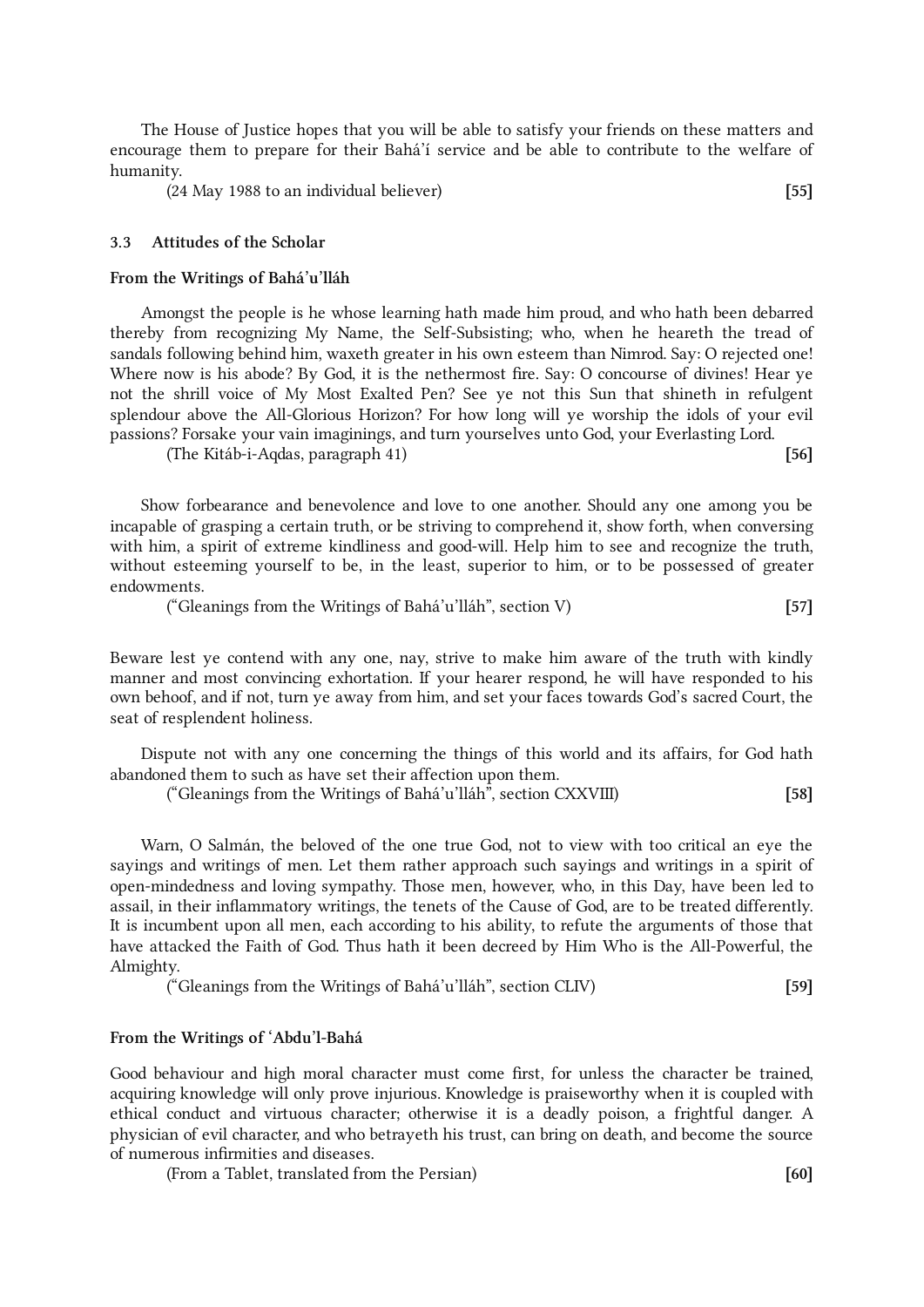The House of Justice hopes that you will be able to satisfy your friends on these matters and encourage them to prepare for their Bahá'í service and be able to contribute to the welfare of humanity.

(24 May 1988 to an individual believer) **[55]**

### 3.3 Attitudes of the Scholar

#### From the Writings of Bahá'u'lláh

Amongst the people is he whose learning hath made him proud, and who hath been debarred thereby from recognizing My Name, the Self-Subsisting; who, when he heareth the tread of sandals following behind him, waxeth greater in his own esteem than Nimrod. Say: O rejected one! Where now is his abode? By God, it is the nethermost fire. Say: O concourse of divines! Hear ye not the shrill voice of My Most Exalted Pen? See ye not this Sun that shineth in refulgent splendour above the All-Glorious Horizon? For how long will ye worship the idols of your evil passions? Forsake your vain imaginings, and turn yourselves unto God, your Everlasting Lord.

(The Kitáb-i-Aqdas, paragraph 41) **[56]**

Show forbearance and benevolence and love to one another. Should any one among you be incapable of grasping a certain truth, or be striving to comprehend it, show forth, when conversing with him, a spirit of extreme kindliness and good-will. Help him to see and recognize the truth, without esteeming yourself to be, in the least, superior to him, or to be possessed of greater endowments.

("Gleanings from the Writings of Bahá'u'lláh", section V) **[57]**

Beware lest ye contend with any one, nay, strive to make him aware of the truth with kindly manner and most convincing exhortation. If your hearer respond, he will have responded to his own behoof, and if not, turn ye away from him, and set your faces towards God's sacred Court, the seat of resplendent holiness.

Dispute not with any one concerning the things of this world and its affairs, for God hath abandoned them to such as have set their affection upon them.

("Gleanings from the Writings of Bahá'u'lláh", section CXXVIII) **[58]**

Warn, O Salmán, the beloved of the one true God, not to view with too critical an eye the sayings and writings of men. Let them rather approach such sayings and writings in a spirit of open-mindedness and loving sympathy. Those men, however, who, in this Day, have been led to assail, in their inflammatory writings, the tenets of the Cause of God, are to be treated differently. It is incumbent upon all men, each according to his ability, to refute the arguments of those that have attacked the Faith of God. Thus hath it been decreed by Him Who is the All-Powerful, the Almighty.

("Gleanings from the Writings of Bahá'u'lláh", section CLIV) **[59]**

#### From the Writings of 'Abdu'l-Bahá

Good behaviour and high moral character must come first, for unless the character be trained, acquiring knowledge will only prove injurious. Knowledge is praiseworthy when it is coupled with ethical conduct and virtuous character; otherwise it is a deadly poison, a frightful danger. A physician of evil character, and who betrayeth his trust, can bring on death, and become the source of numerous infirmities and diseases.

(From a Tablet, translated from the Persian) **[60]**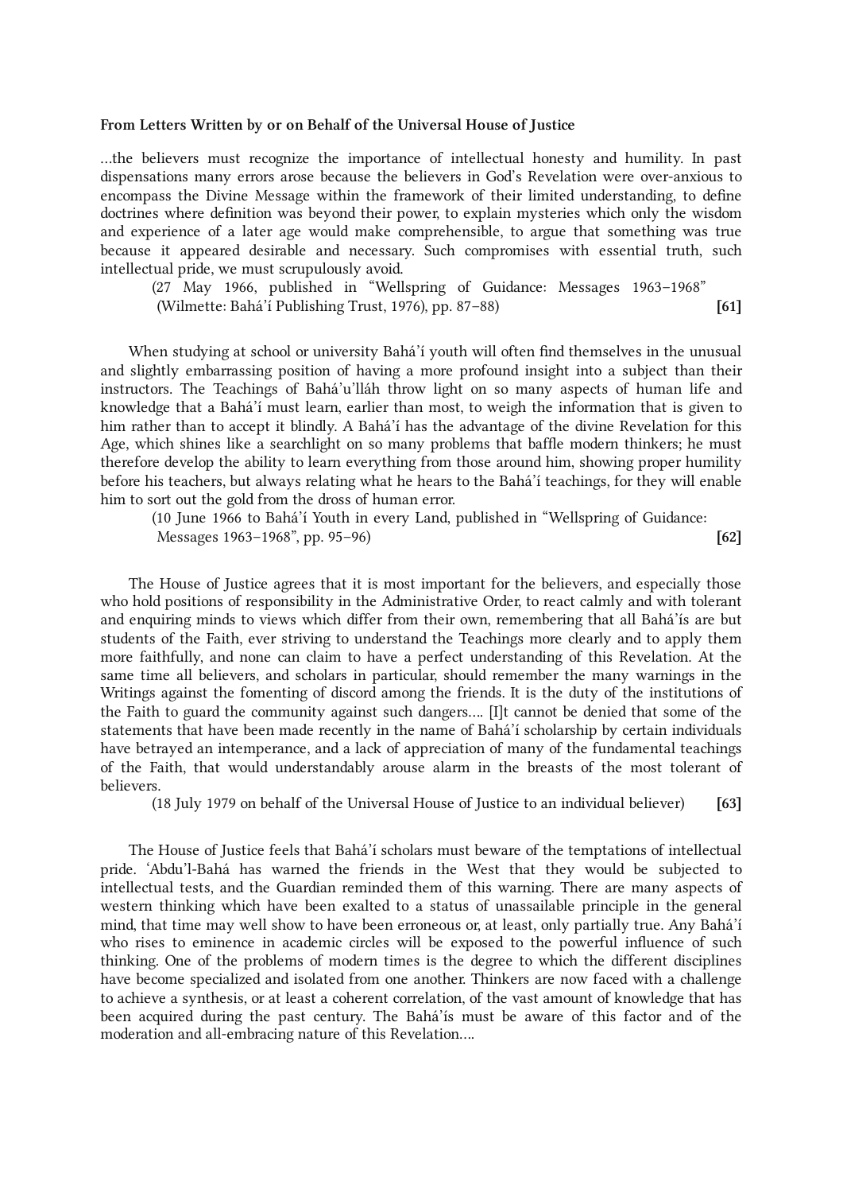**From Letters Written by or on Behalf of the Universal House of Justice**

...the believers must recognize the importance of intellectual honesty and humility. In past dispensations many errors arose because the believers in God's Revelation were over-anxious to encompass the Divine Message within the framework of their limited understanding, to define doctrines where definition was beyond their power, to explain mysteries which only the wisdom and experience of a later age would make comprehensible, to argue that something was true because it appeared desirable and necessary. Such compromises with essential truth, such intellectual pride, we must scrupulously avoid.

(27 May 1966, published in "Wellspring of Guidance: Messages 1963–1968" (Wilmette: Bahá'í Publishing Trust, 1976), pp. 87–88) **[61]**

When studying at school or university Bahá'í youth will often find themselves in the unusual and slightly embarrassing position of having a more profound insight into a subject than their instructors. The Teachings of Bahá'u'lláh throw light on so many aspects of human life and knowledge that a Bahá'í must learn, earlier than most, to weigh the information that is given to him rather than to accept it blindly. A Bahá'í has the advantage of the divine Revelation for this Age, which shines like a searchlight on so many problems that baffle modern thinkers; he must therefore develop the ability to learn everything from those around him, showing proper humility before his teachers, but always relating what he hears to the Bahá'í teachings, for they will enable him to sort out the gold from the dross of human error.

(10 June 1966 to Bahá'í Youth in every Land, published in "Wellspring of Guidance: Messages 1963–1968", pp. 95–96) **[62]**

The House of Justice agrees that it is most important for the believers, and especially those who hold positions of responsibility in the Administrative Order, to react calmly and with tolerant and enquiring minds to views which differ from their own, remembering that all Bahá'ís are but students of the Faith, ever striving to understand the Teachings more clearly and to apply them more faithfully, and none can claim to have a perfect understanding of this Revelation. At the same time all believers, and scholars in particular, should remember the many warnings in the Writings against the fomenting of discord among the friends. It is the duty of the institutions of the Faith to guard the community against such dangers.... [I]t cannot be denied that some of the statements that have been made recently in the name of Bahá'í scholarship by certain individuals have betrayed an intemperance, and a lack of appreciation of many of the fundamental teachings of the Faith, that would understandably arouse alarm in the breasts of the most tolerant of believers.

(18 July 1979 on behalf of the Universal House of Justice to an individual believer) **[63]**

The House of Justice feels that Bahá'í scholars must beware of the temptations of intellectual pride. 'Abdu'l-Bahá has warned the friends in the West that they would be subjected to intellectual tests, and the Guardian reminded them of this warning. There are many aspects of western thinking which have been exalted to a status of unassailable principle in the general mind, that time may well show to have been erroneous or, at least, only partially true. Any Bahá'í who rises to eminence in academic circles will be exposed to the powerful influence of such thinking. One of the problems of modern times is the degree to which the different disciplines have become specialized and isolated from one another. Thinkers are now faced with a challenge to achieve a synthesis, or at least a coherent correlation, of the vast amount of knowledge that has been acquired during the past century. The Bahá'ís must be aware of this factor and of the moderation and all-embracing nature of this Revelation....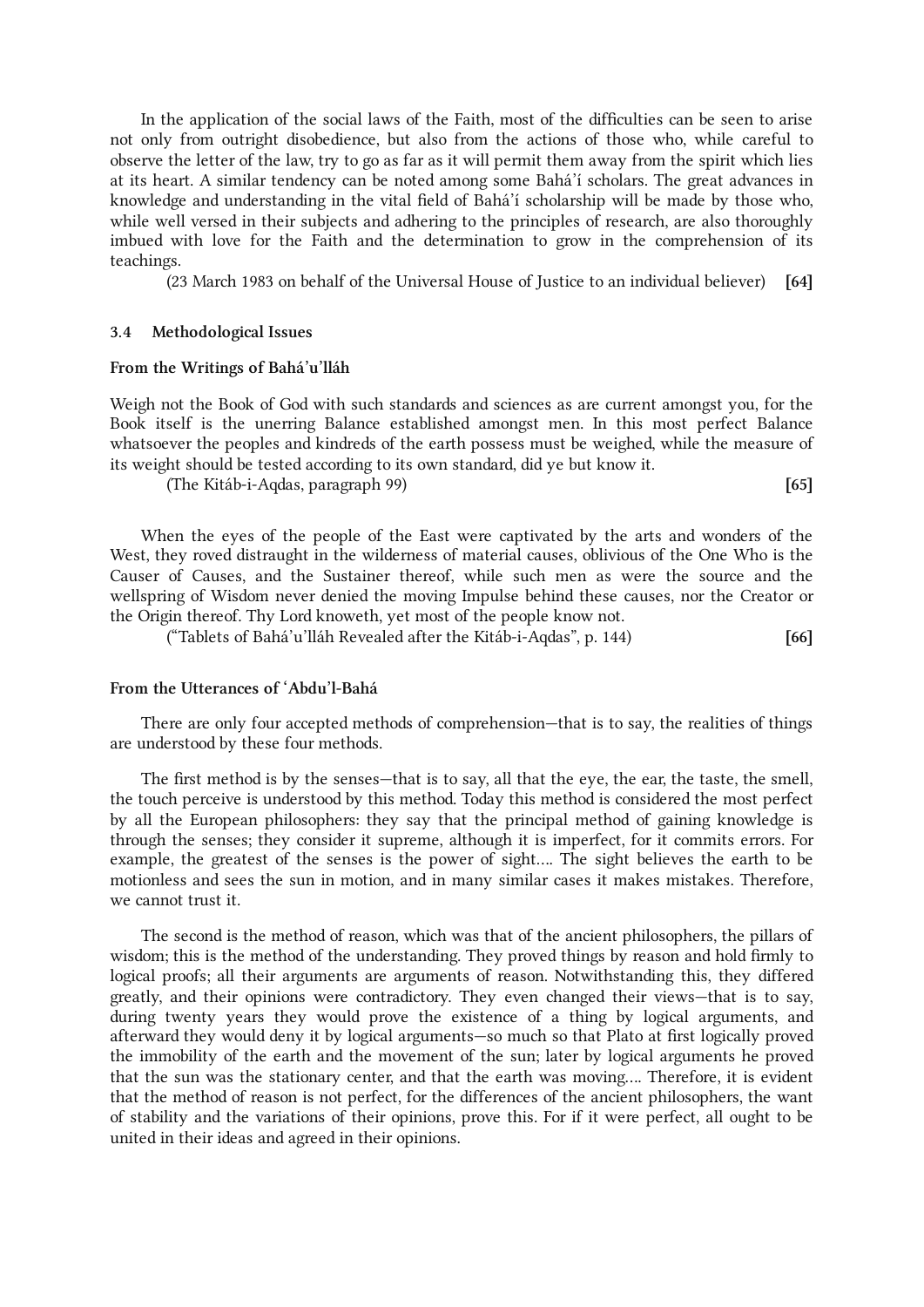In the application of the social laws of the Faith, most of the difficulties can be seen to arise not only from outright disobedience, but also from the actions of those who, while careful to observe the letter of the law, try to go as far as it will permit them away from the spirit which lies at its heart. A similar tendency can be noted among some Bahá'í scholars. The great advances in knowledge and understanding in the vital field of Bahá'í scholarship will be made by those who, while well versed in their subjects and adhering to the principles of research, are also thoroughly imbued with love for the Faith and the determination to grow in the comprehension of its teachings.

(23 March 1983 on behalf of the Universal House of Justice to an individual believer) **[64]**

### 3.4 Methodological Issues

#### From the Writings of Bahá'u'lláh

Weigh not the Book of God with such standards and sciences as are current amongst you, for the Book itself is the unerring Balance established amongst men. In this most perfect Balance whatsoever the peoples and kindreds of the earth possess must be weighed, while the measure of its weight should be tested according to its own standard, did ye but know it.

(The Kitáb-i-Aqdas, paragraph 99) **[65]**

When the eyes of the people of the East were captivated by the arts and wonders of the West, they roved distraught in the wilderness of material causes, oblivious of the One Who is the Causer of Causes, and the Sustainer thereof, while such men as were the source and the wellspring of Wisdom never denied the moving Impulse behind these causes, nor the Creator or the Origin thereof. Thy Lord knoweth, yet most of the people know not.

("Tablets of Bahá'u'lláh Revealed after the Kitáb-i-Aqdas", p. 144) **[66]**

#### From the Utterances of 'Abdu'l-Bahá

There are only four accepted methods of comprehension—that is to say, the realities of things are understood by these four methods.

The first method is by the senses—that is to say, all that the eye, the ear, the taste, the smell, the touch perceive is understood by this method. Today this method is considered the most perfect by all the European philosophers: they say that the principal method of gaining knowledge is through the senses; they consider it supreme, although it is imperfect, for it commits errors. For example, the greatest of the senses is the power of sight.... The sight believes the earth to be motionless and sees the sun in motion, and in many similar cases it makes mistakes. Therefore, we cannot trust it.

The second is the method of reason, which was that of the ancient philosophers, the pillars of wisdom; this is the method of the understanding. They proved things by reason and hold firmly to logical proofs; all their arguments are arguments of reason. Notwithstanding this, they differed greatly, and their opinions were contradictory. They even changed their views—that is to say, during twenty years they would prove the existence of a thing by logical arguments, and afterward they would deny it by logical arguments—so much so that Plato at first logically proved the immobility of the earth and the movement of the sun; later by logical arguments he proved that the sun was the stationary center, and that the earth was moving.... Therefore, it is evident that the method of reason is not perfect, for the differences of the ancient philosophers, the want of stability and the variations of their opinions, prove this. For if it were perfect, all ought to be united in their ideas and agreed in their opinions.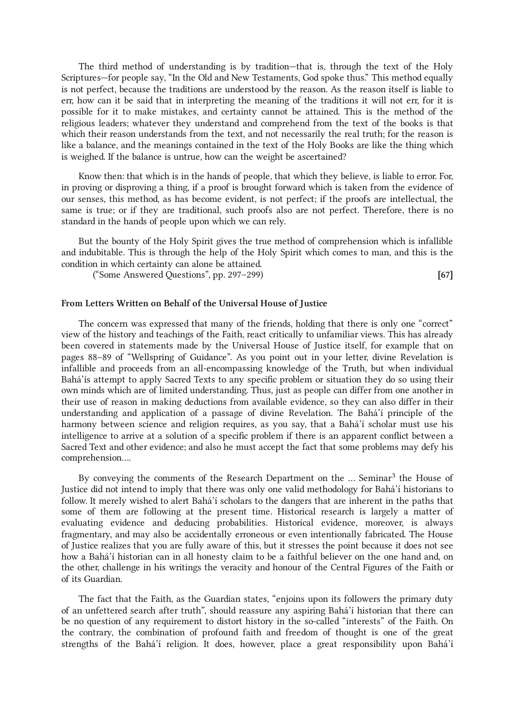The third method of understanding is by tradition—that is, through the text of the Holy Scriptures—for people say, "In the Old and New Testaments, God spoke thus." This method equally is not perfect, because the traditions are understood by the reason. As the reason itself is liable to err, how can it be said that in interpreting the meaning of the traditions it will not err, for it is possible for it to make mistakes, and certainty cannot be attained. This is the method of the religious leaders; whatever they understand and comprehend from the text of the books is that which their reason understands from the text, and not necessarily the real truth; for the reason is like a balance, and the meanings contained in the text of the Holy Books are like the thing which is weighed. If the balance is untrue, how can the weight be ascertained?

Know then: that which is in the hands of people, that which they believe, is liable to error. For, in proving or disproving a thing, if a proof is brought forward which is taken from the evidence of our senses, this method, as has become evident, is not perfect; if the proofs are intellectual, the same is true; or if they are traditional, such proofs also are not perfect. Therefore, there is no standard in the hands of people upon which we can rely.

But the bounty of the Holy Spirit gives the true method of comprehension which is infallible and indubitable. This is through the help of the Holy Spirit which comes to man, and this is the condition in which certainty can alone be attained.

("Some Answered Questions", pp. 297–299) **[67]**

#### From Letters Written on Behalf of the Universal House of Justice

The concern was expressed that many of the friends, holding that there is only one "correct" view of the history and teachings of the Faith, react critically to unfamiliar views. This has already been covered in statements made by the Universal House of Justice itself, for example that on pages 88–89 of "Wellspring of Guidance". As you point out in your letter, divine Revelation is infallible and proceeds from an all-encompassing knowledge of the Truth, but when individual Bahá'ís attempt to apply Sacred Texts to any specific problem or situation they do so using their own minds which are of limited understanding. Thus, just as people can differ from one another in their use of reason in making deductions from available evidence, so they can also differ in their understanding and application of a passage of divine Revelation. The Bahá'í principle of the harmony between science and religion requires, as you say, that a Bahá'í scholar must use his intelligence to arrive at a solution of a specific problem if there is an apparent conflict between a Sacred Text and other evidence; and also he must accept the fact that some problems may defy his comprehension....

By conveying the comments of the Research Department on the ... Seminar[3] the House of Justice did not intend to imply that there was only one valid methodology for Bahá'í historians to follow. It merely wished to alert Bahá'í scholars to the dangers that are inherent in the paths that some of them are following at the present time. Historical research is largely a matter of evaluating evidence and deducing probabilities. Historical evidence, moreover, is always fragmentary, and may also be accidentally erroneous or even intentionally fabricated. The House of Justice realizes that you are fully aware of this, but it stresses the point because it does not see how a Bahá'í historian can in all honesty claim to be a faithful believer on the one hand and, on the other, challenge in his writings the veracity and honour of the Central Figures of the Faith or of its Guardian.

The fact that the Faith, as the Guardian states, "enjoins upon its followers the primary duty of an unfettered search after truth", should reassure any aspiring Bahá'í historian that there can be no question of any requirement to distort history in the so-called "interests" of the Faith. On the contrary, the combination of profound faith and freedom of thought is one of the great strengths of the Bahá'í religion. It does, however, place a great responsibility upon Bahá'í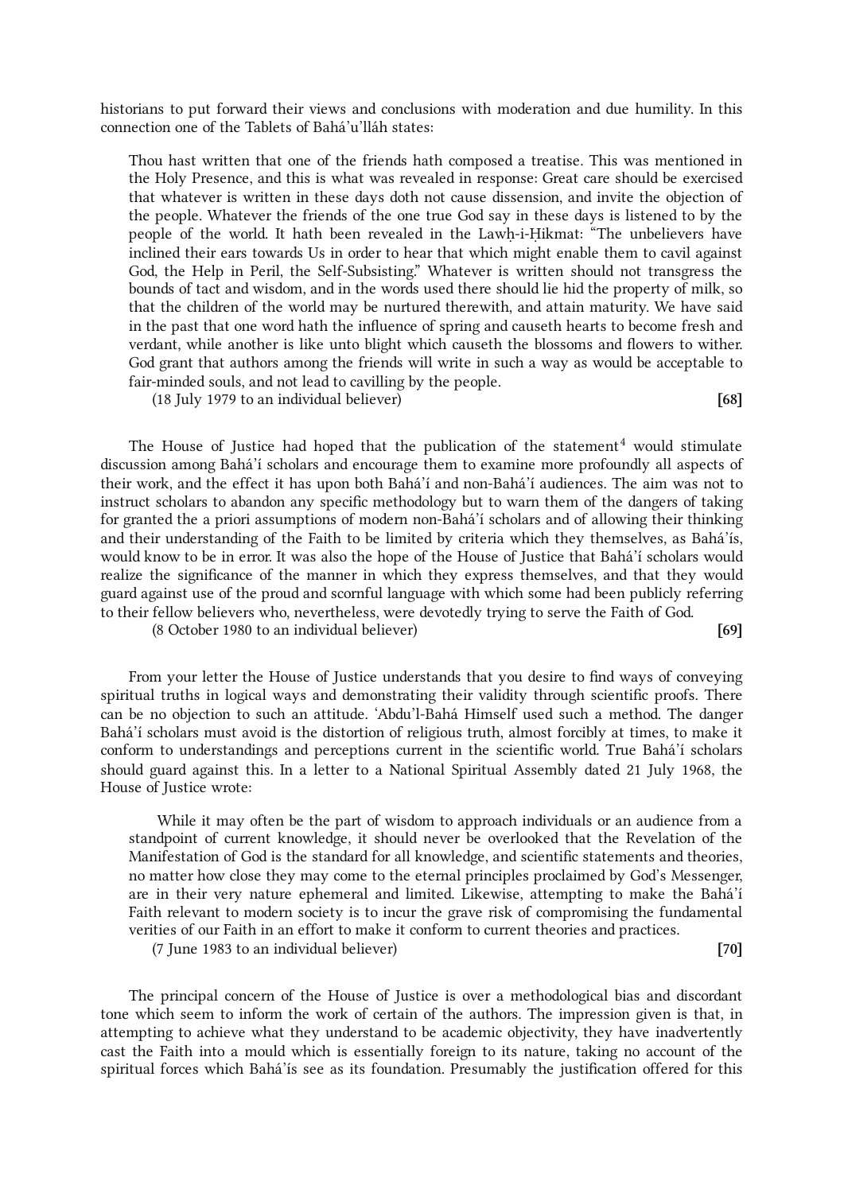historians to put forward their views and conclusions with moderation and due humility. In this connection one of the Tablets of Bahá'u'lláh states:

> Thou hast written that one of the friends hath composed a treatise. This was mentioned in the Holy Presence, and this is what was revealed in response: Great care should be exercised that whatever is written in these days doth not cause dissension, and invite the objection of the people. Whatever the friends of the one true God say in these days is listened to by the people of the world. It hath been revealed in the Lawḥ-i-Ḥikmat: "The unbelievers have inclined their ears towards Us in order to hear that which might enable them to cavil against God, the Help in Peril, the Self-Subsisting." Whatever is written should not transgress the bounds of tact and wisdom, and in the words used there should lie hid the property of milk, so that the children of the world may be nurtured therewith, and attain maturity. We have said in the past that one word hath the influence of spring and causeth hearts to become fresh and verdant, while another is like unto blight which causeth the blossoms and flowers to wither. God grant that authors among the friends will write in such a way as would be acceptable to fair-minded souls, and not lead to cavilling by the people.

(18 July 1979 to an individual believer) **[68]**

The House of Justice had hoped that the publication of the statement[4] would stimulate discussion among Bahá'í scholars and encourage them to examine more profoundly all aspects of their work, and the effect it has upon both Bahá'í and non-Bahá'í audiences. The aim was not to instruct scholars to abandon any specific methodology but to warn them of the dangers of taking for granted the a priori assumptions of modern non-Bahá'í scholars and of allowing their thinking and their understanding of the Faith to be limited by criteria which they themselves, as Bahá'ís, would know to be in error. It was also the hope of the House of Justice that Bahá'í scholars would realize the significance of the manner in which they express themselves, and that they would guard against use of the proud and scornful language with which some had been publicly referring to their fellow believers who, nevertheless, were devotedly trying to serve the Faith of God.

(8 October 1980 to an individual believer) **[69]**

From your letter the House of Justice understands that you desire to find ways of conveying spiritual truths in logical ways and demonstrating their validity through scientific proofs. There can be no objection to such an attitude. 'Abdu'l-Bahá Himself used such a method. The danger Bahá'í scholars must avoid is the distortion of religious truth, almost forcibly at times, to make it conform to understandings and perceptions current in the scientific world. True Bahá'í scholars should guard against this. In a letter to a National Spiritual Assembly dated 21 July 1968, the House of Justice wrote:

> While it may often be the part of wisdom to approach individuals or an audience from a standpoint of current knowledge, it should never be overlooked that the Revelation of the Manifestation of God is the standard for all knowledge, and scientific statements and theories, no matter how close they may come to the eternal principles proclaimed by God's Messenger, are in their very nature ephemeral and limited. Likewise, attempting to make the Bahá'í Faith relevant to modern society is to incur the grave risk of compromising the fundamental verities of our Faith in an effort to make it conform to current theories and practices.

(7 June 1983 to an individual believer) **[70]**

The principal concern of the House of Justice is over a methodological bias and discordant tone which seem to inform the work of certain of the authors. The impression given is that, in attempting to achieve what they understand to be academic objectivity, they have inadvertently cast the Faith into a mould which is essentially foreign to its nature, taking no account of the spiritual forces which Bahá'ís see as its foundation. Presumably the justification offered for this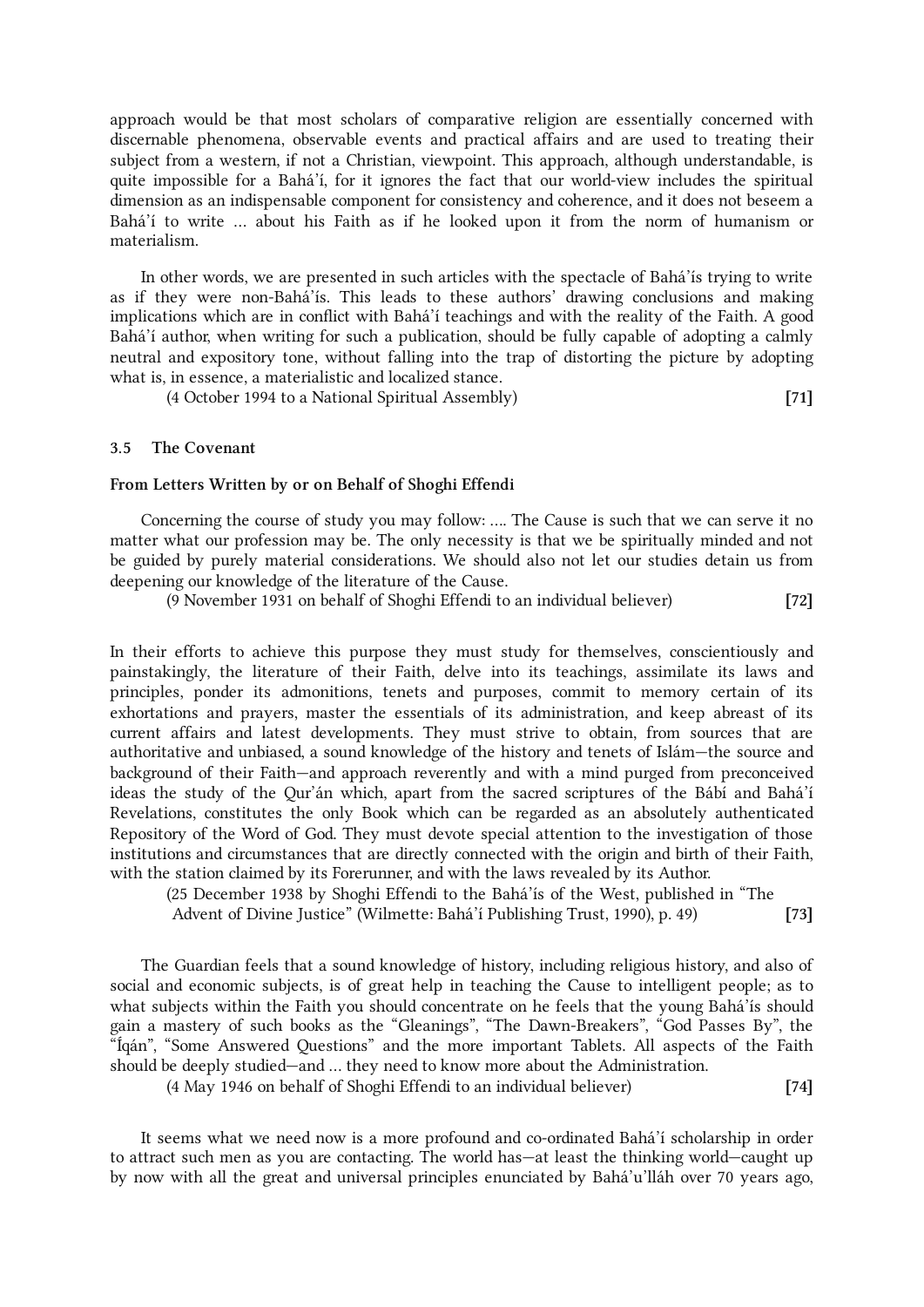approach would be that most scholars of comparative religion are essentially concerned with discernable phenomena, observable events and practical affairs and are used to treating their subject from a western, if not a Christian, viewpoint. This approach, although understandable, is quite impossible for a Bahá'í, for it ignores the fact that our world-view includes the spiritual dimension as an indispensable component for consistency and coherence, and it does not beseem a Bahá'í to write … about his Faith as if he looked upon it from the norm of humanism or materialism.

In other words, we are presented in such articles with the spectacle of Bahá'ís trying to write as if they were non-Bahá'ís. This leads to these authors' drawing conclusions and making implications which are in conflict with Bahá'í teachings and with the reality of the Faith. A good Bahá'í author, when writing for such a publication, should be fully capable of adopting a calmly neutral and expository tone, without falling into the trap of distorting the picture by adopting what is, in essence, a materialistic and localized stance.

(4 October 1994 to a National Spiritual Assembly) **[71]**

### 3.5 The Covenant

#### From Letters Written by or on Behalf of Shoghi Effendi

Concerning the course of study you may follow: …. The Cause is such that we can serve it no matter what our profession may be. The only necessity is that we be spiritually minded and not be guided by purely material considerations. We should also not let our studies detain us from deepening our knowledge of the literature of the Cause.

(9 November 1931 on behalf of Shoghi Effendi to an individual believer) **[72]**

In their efforts to achieve this purpose they must study for themselves, conscientiously and painstakingly, the literature of their Faith, delve into its teachings, assimilate its laws and principles, ponder its admonitions, tenets and purposes, commit to memory certain of its exhortations and prayers, master the essentials of its administration, and keep abreast of its current affairs and latest developments. They must strive to obtain, from sources that are authoritative and unbiased, a sound knowledge of the history and tenets of Islám—the source and background of their Faith—and approach reverently and with a mind purged from preconceived ideas the study of the Qur'án which, apart from the sacred scriptures of the Bábí and Bahá'í Revelations, constitutes the only Book which can be regarded as an absolutely authenticated Repository of the Word of God. They must devote special attention to the investigation of those institutions and circumstances that are directly connected with the origin and birth of their Faith, with the station claimed by its Forerunner, and with the laws revealed by its Author.

(25 December 1938 by Shoghi Effendi to the Bahá'ís of the West, published in "The Advent of Divine Justice" (Wilmette: Bahá'í Publishing Trust, 1990), p. 49) **[73]**

The Guardian feels that a sound knowledge of history, including religious history, and also of social and economic subjects, is of great help in teaching the Cause to intelligent people; as to what subjects within the Faith you should concentrate on he feels that the young Bahá'ís should gain a mastery of such books as the "Gleanings", "The Dawn-Breakers", "God Passes By", the "Íqán", "Some Answered Questions" and the more important Tablets. All aspects of the Faith should be deeply studied—and … they need to know more about the Administration.

(4 May 1946 on behalf of Shoghi Effendi to an individual believer) **[74]**

It seems what we need now is a more profound and co-ordinated Bahá'í scholarship in order to attract such men as you are contacting. The world has—at least the thinking world—caught up by now with all the great and universal principles enunciated by Bahá'u'lláh over 70 years ago,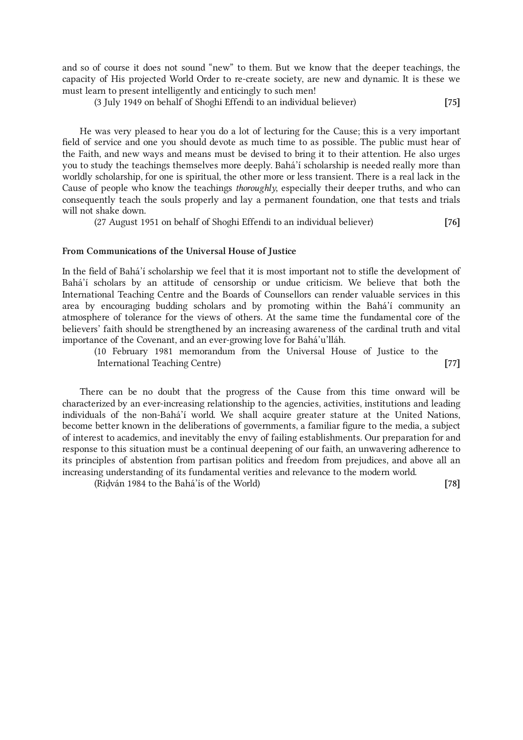and so of course it does not sound "new" to them. But we know that the deeper teachings, the capacity of His projected World Order to re-create society, are new and dynamic. It is these we must learn to present intelligently and enticingly to such men!

(3 July 1949 on behalf of Shoghi Effendi to an individual believer) **[75]**

He was very pleased to hear you do a lot of lecturing for the Cause; this is a very important field of service and one you should devote as much time to as possible. The public must hear of the Faith, and new ways and means must be devised to bring it to their attention. He also urges you to study the teachings themselves more deeply. Bahá'í scholarship is needed really more than worldly scholarship, for one is spiritual, the other more or less transient. There is a real lack in the Cause of people who know the teachings *thoroughly*, especially their deeper truths, and who can consequently teach the souls properly and lay a permanent foundation, one that tests and trials will not shake down.

(27 August 1951 on behalf of Shoghi Effendi to an individual believer) **[76]**

**From Communications of the Universal House of Justice**

In the field of Bahá'í scholarship we feel that it is most important not to stifle the development of Bahá'í scholars by an attitude of censorship or undue criticism. We believe that both the International Teaching Centre and the Boards of Counsellors can render valuable services in this area by encouraging budding scholars and by promoting within the Bahá'í community an atmosphere of tolerance for the views of others. At the same time the fundamental core of the believers' faith should be strengthened by an increasing awareness of the cardinal truth and vital importance of the Covenant, and an ever-growing love for Bahá'u'lláh.

(10 February 1981 memorandum from the Universal House of Justice to the International Teaching Centre) **[77]**

There can be no doubt that the progress of the Cause from this time onward will be characterized by an ever-increasing relationship to the agencies, activities, institutions and leading individuals of the non-Bahá'í world. We shall acquire greater stature at the United Nations, become better known in the deliberations of governments, a familiar figure to the media, a subject of interest to academics, and inevitably the envy of failing establishments. Our preparation for and response to this situation must be a continual deepening of our faith, an unwavering adherence to its principles of abstention from partisan politics and freedom from prejudices, and above all an increasing understanding of its fundamental verities and relevance to the modern world.

(Riḍván 1984 to the Bahá'ís of the World) **[78]**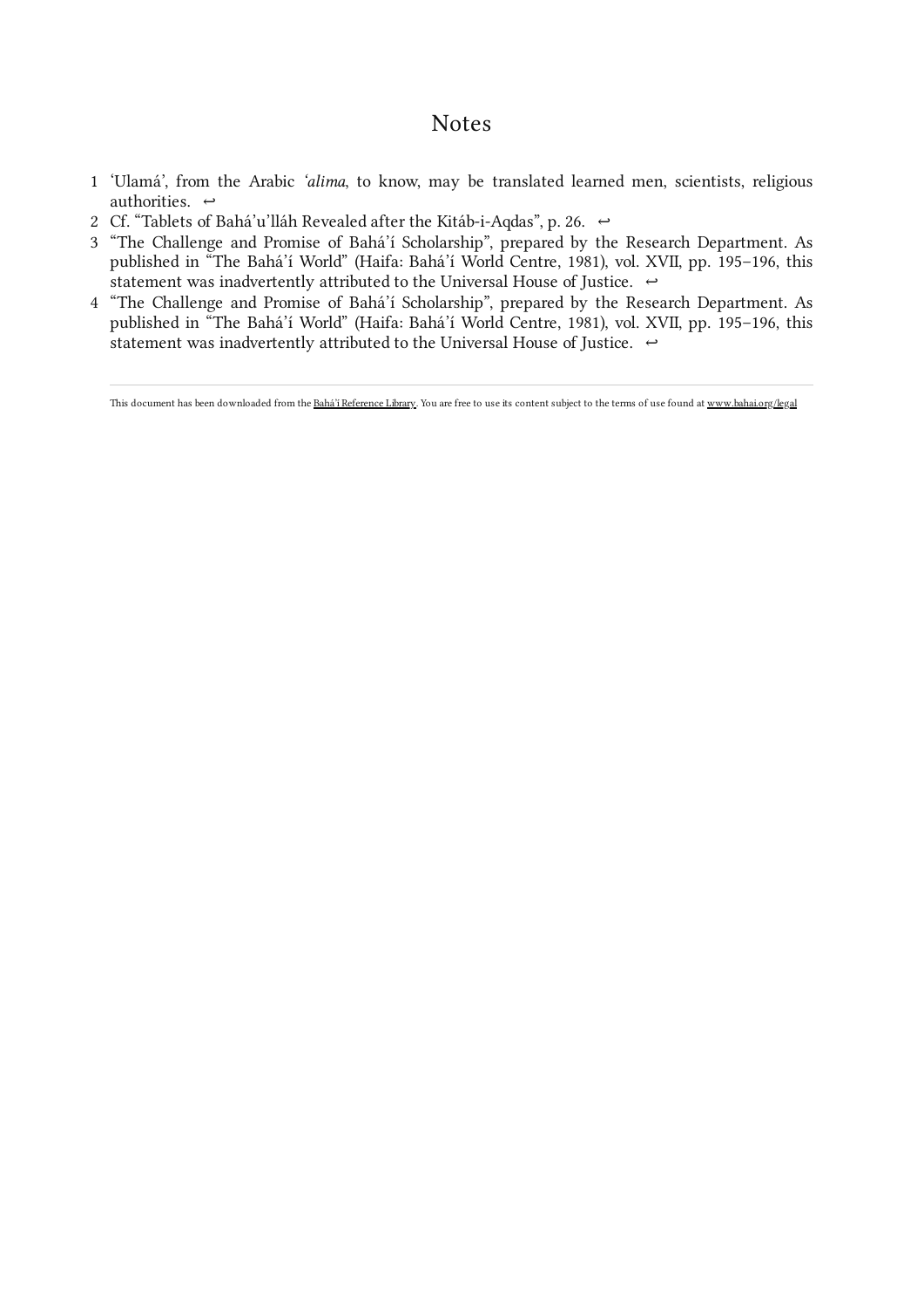# Notes

1. 'Ulamá', from the Arabic *'alima*, to know, may be translated learned men, scientists, religious authorities. ↩
2. Cf. "Tablets of Bahá'u'lláh Revealed after the Kitáb-i-Aqdas", p. 26. ↩
3. "The Challenge and Promise of Bahá'í Scholarship", prepared by the Research Department. As published in "The Bahá'í World" (Haifa: Bahá'í World Centre, 1981), vol. XVII, pp. 195–196, this statement was inadvertently attributed to the Universal House of Justice. ↩
4. "The Challenge and Promise of Bahá'í Scholarship", prepared by the Research Department. As published in "The Bahá'í World" (Haifa: Bahá'í World Centre, 1981), vol. XVII, pp. 195–196, this statement was inadvertently attributed to the Universal House of Justice. ↩

---

This document has been downloaded from the Bahá'í Reference Library. You are free to use its content subject to the terms of use found at www.bahai.org/legal